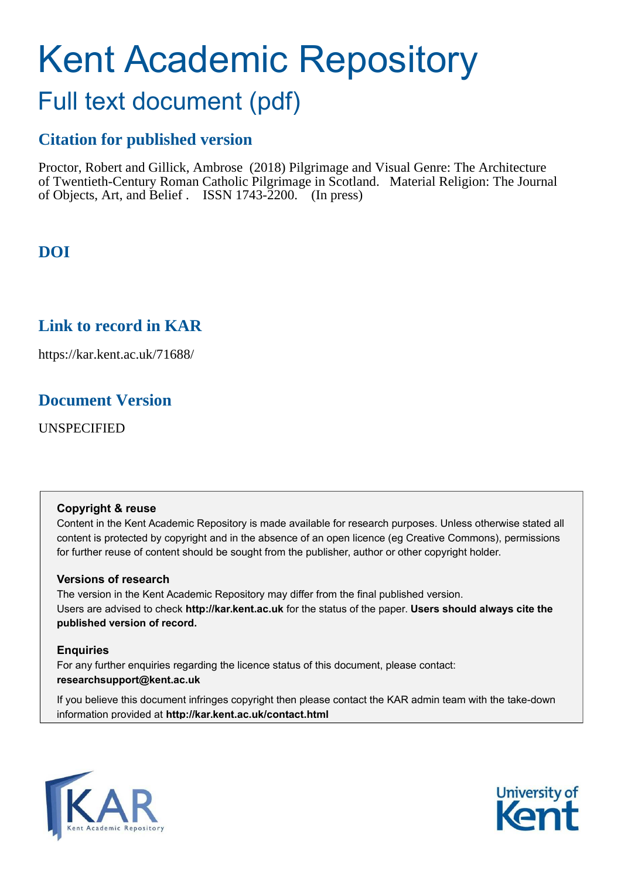# Kent Academic Repository

## Full text document (pdf)

### Citation for published version

Proctor, Robert and Gillick, Ambrose (2018) Pilgrimage and Visual Genre: The Architecture of Twentieth-Century Roman Catholic Pilgrimage in Scotland. Material Religion: The Journal of Objects, Art, and Belief . ISSN 1743-2200. (In press)

### DOI

### Link to record in KAR

https://kar.kent.ac.uk/71688/

### Document Version

UNSPECIFIED

**Copyright & reuse**

Content in the Kent Academic Repository is made available for research purposes. Unless otherwise stated all content is protected by copyright and in the absence of an open licence (eg Creative Commons), permissions for further reuse of content should be sought from the publisher, author or other copyright holder.

**Versions of research**

The version in the Kent Academic Repository may differ from the final published version. Users are advised to check **http://kar.kent.ac.uk** for the status of the paper. **Users should always cite the published version of record.**

**Enquiries**

For any further enquiries regarding the licence status of this document, please contact: **researchsupport@kent.ac.uk**

If you believe this document infringes copyright then please contact the KAR admin team with the take-down information provided at **http://kar.kent.ac.uk/contact.html**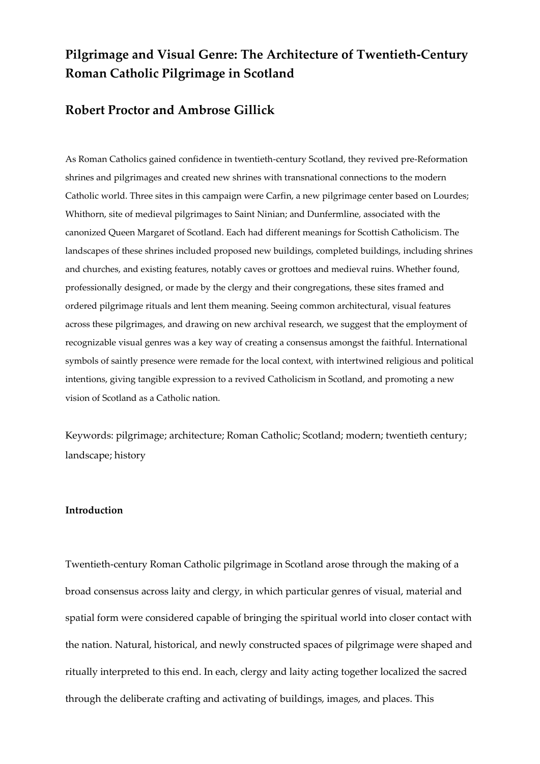# Pilgrimage and Visual Genre: The Architecture of Twentieth-Century Roman Catholic Pilgrimage in Scotland

## Robert Proctor and Ambrose Gillick

As Roman Catholics gained confidence in twentieth-century Scotland, they revived pre-Reformation shrines and pilgrimages and created new shrines with transnational connections to the modern Catholic world. Three sites in this campaign were Carfin, a new pilgrimage center based on Lourdes; Whithorn, site of medieval pilgrimages to Saint Ninian; and Dunfermline, associated with the canonized Queen Margaret of Scotland. Each had different meanings for Scottish Catholicism. The landscapes of these shrines included proposed new buildings, completed buildings, including shrines and churches, and existing features, notably caves or grottoes and medieval ruins. Whether found, professionally designed, or made by the clergy and their congregations, these sites framed and ordered pilgrimage rituals and lent them meaning. Seeing common architectural, visual features across these pilgrimages, and drawing on new archival research, we suggest that the employment of recognizable visual genres was a key way of creating a consensus amongst the faithful. International symbols of saintly presence were remade for the local context, with intertwined religious and political intentions, giving tangible expression to a revived Catholicism in Scotland, and promoting a new vision of Scotland as a Catholic nation.

Keywords: pilgrimage; architecture; Roman Catholic; Scotland; modern; twentieth century; landscape; history

### Introduction

Twentieth-century Roman Catholic pilgrimage in Scotland arose through the making of a broad consensus across laity and clergy, in which particular genres of visual, material and spatial form were considered capable of bringing the spiritual world into closer contact with the nation. Natural, historical, and newly constructed spaces of pilgrimage were shaped and ritually interpreted to this end. In each, clergy and laity acting together localized the sacred through the deliberate crafting and activating of buildings, images, and places. This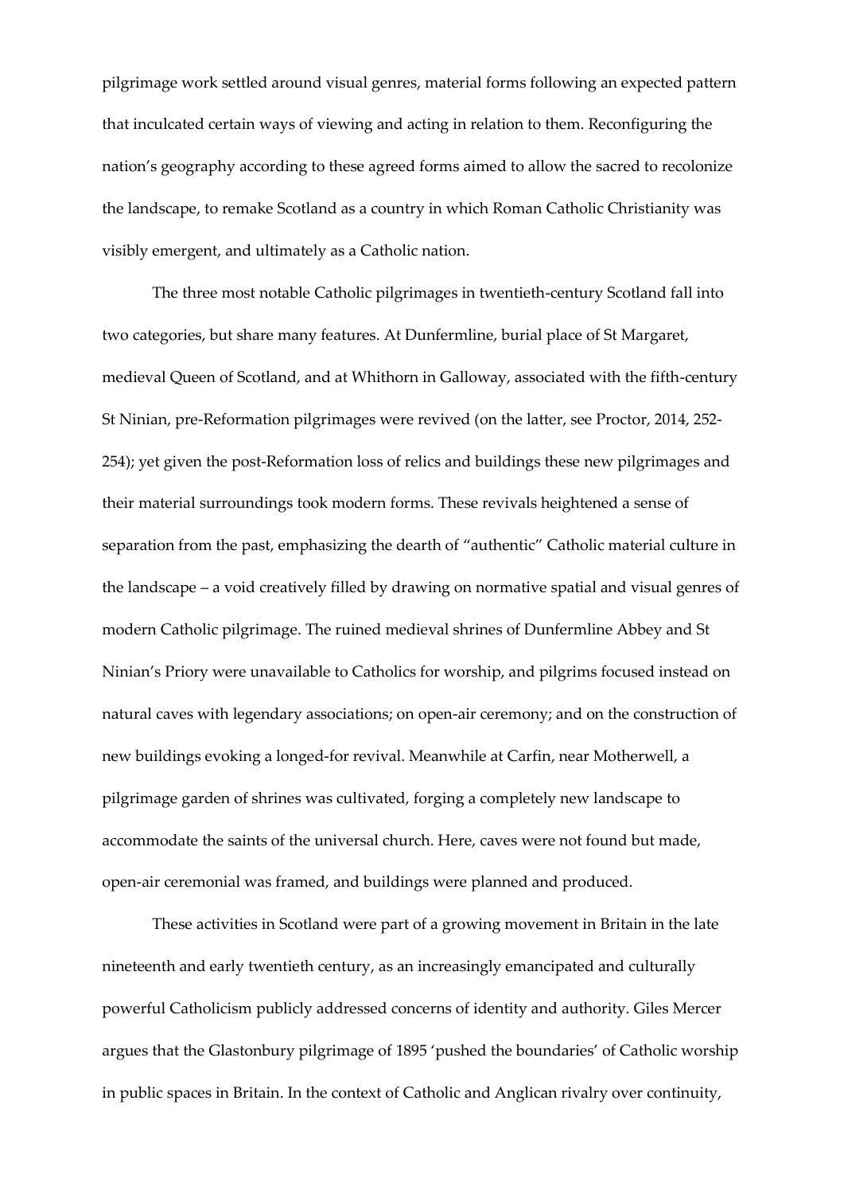pilgrimage work settled around visual genres, material forms following an expected pattern that inculcated certain ways of viewing and acting in relation to them. Reconfiguring the nation's geography according to these agreed forms aimed to allow the sacred to recolonize the landscape, to remake Scotland as a country in which Roman Catholic Christianity was visibly emergent, and ultimately as a Catholic nation.

The three most notable Catholic pilgrimages in twentieth-century Scotland fall into two categories, but share many features. At Dunfermline, burial place of St Margaret, medieval Queen of Scotland, and at Whithorn in Galloway, associated with the fifth-century St Ninian, pre-Reformation pilgrimages were revived (on the latter, see Proctor, 2014, 252-254); yet given the post-Reformation loss of relics and buildings these new pilgrimages and their material surroundings took modern forms. These revivals heightened a sense of separation from the past, emphasizing the dearth of "authentic" Catholic material culture in the landscape – a void creatively filled by drawing on normative spatial and visual genres of modern Catholic pilgrimage. The ruined medieval shrines of Dunfermline Abbey and St Ninian's Priory were unavailable to Catholics for worship, and pilgrims focused instead on natural caves with legendary associations; on open-air ceremony; and on the construction of new buildings evoking a longed-for revival. Meanwhile at Carfin, near Motherwell, a pilgrimage garden of shrines was cultivated, forging a completely new landscape to accommodate the saints of the universal church. Here, caves were not found but made, open-air ceremonial was framed, and buildings were planned and produced.

These activities in Scotland were part of a growing movement in Britain in the late nineteenth and early twentieth century, as an increasingly emancipated and culturally powerful Catholicism publicly addressed concerns of identity and authority. Giles Mercer argues that the Glastonbury pilgrimage of 1895 'pushed the boundaries' of Catholic worship in public spaces in Britain. In the context of Catholic and Anglican rivalry over continuity,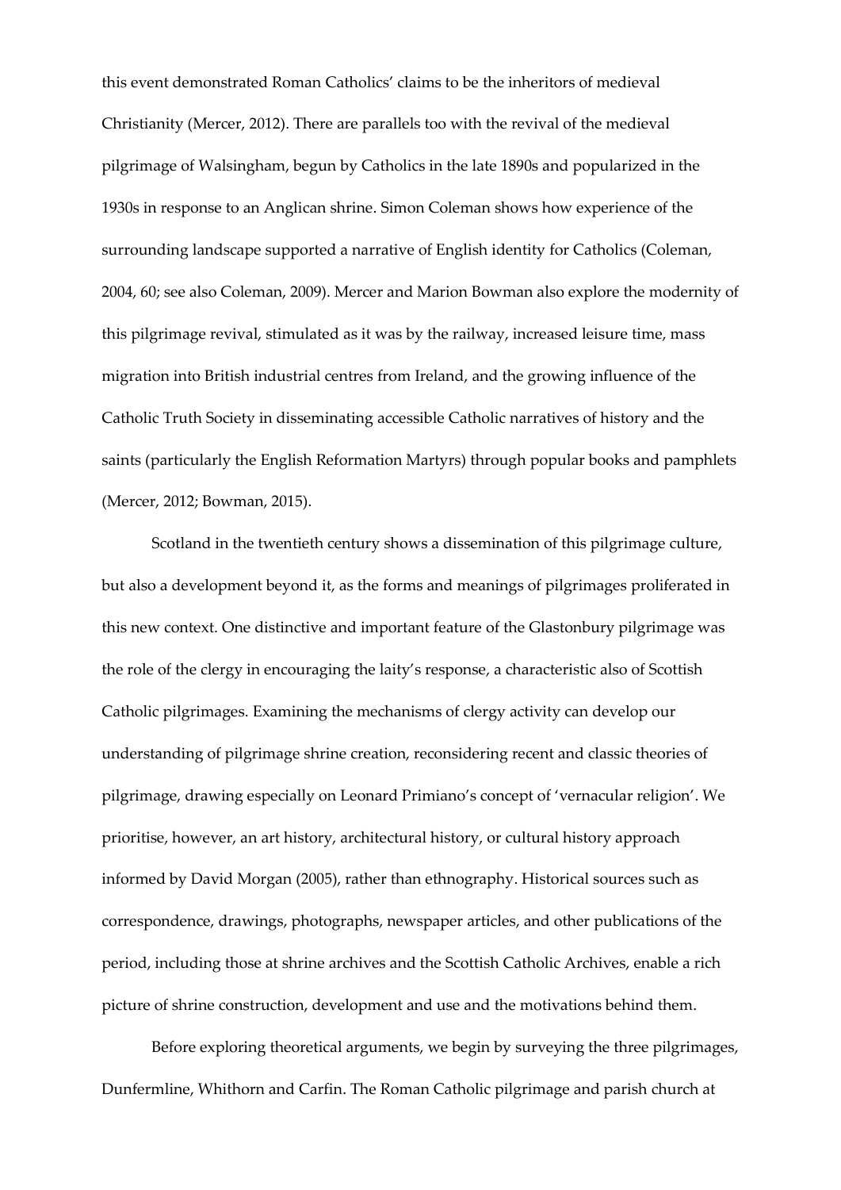this event demonstrated Roman Catholics' claims to be the inheritors of medieval Christianity (Mercer, 2012). There are parallels too with the revival of the medieval pilgrimage of Walsingham, begun by Catholics in the late 1890s and popularized in the 1930s in response to an Anglican shrine. Simon Coleman shows how experience of the surrounding landscape supported a narrative of English identity for Catholics (Coleman, 2004, 60; see also Coleman, 2009). Mercer and Marion Bowman also explore the modernity of this pilgrimage revival, stimulated as it was by the railway, increased leisure time, mass migration into British industrial centres from Ireland, and the growing influence of the Catholic Truth Society in disseminating accessible Catholic narratives of history and the saints (particularly the English Reformation Martyrs) through popular books and pamphlets (Mercer, 2012; Bowman, 2015).

Scotland in the twentieth century shows a dissemination of this pilgrimage culture, but also a development beyond it, as the forms and meanings of pilgrimages proliferated in this new context. One distinctive and important feature of the Glastonbury pilgrimage was the role of the clergy in encouraging the laity's response, a characteristic also of Scottish Catholic pilgrimages. Examining the mechanisms of clergy activity can develop our understanding of pilgrimage shrine creation, reconsidering recent and classic theories of pilgrimage, drawing especially on Leonard Primiano's concept of 'vernacular religion'. We prioritise, however, an art history, architectural history, or cultural history approach informed by David Morgan (2005), rather than ethnography. Historical sources such as correspondence, drawings, photographs, newspaper articles, and other publications of the period, including those at shrine archives and the Scottish Catholic Archives, enable a rich picture of shrine construction, development and use and the motivations behind them.

Before exploring theoretical arguments, we begin by surveying the three pilgrimages, Dunfermline, Whithorn and Carfin. The Roman Catholic pilgrimage and parish church at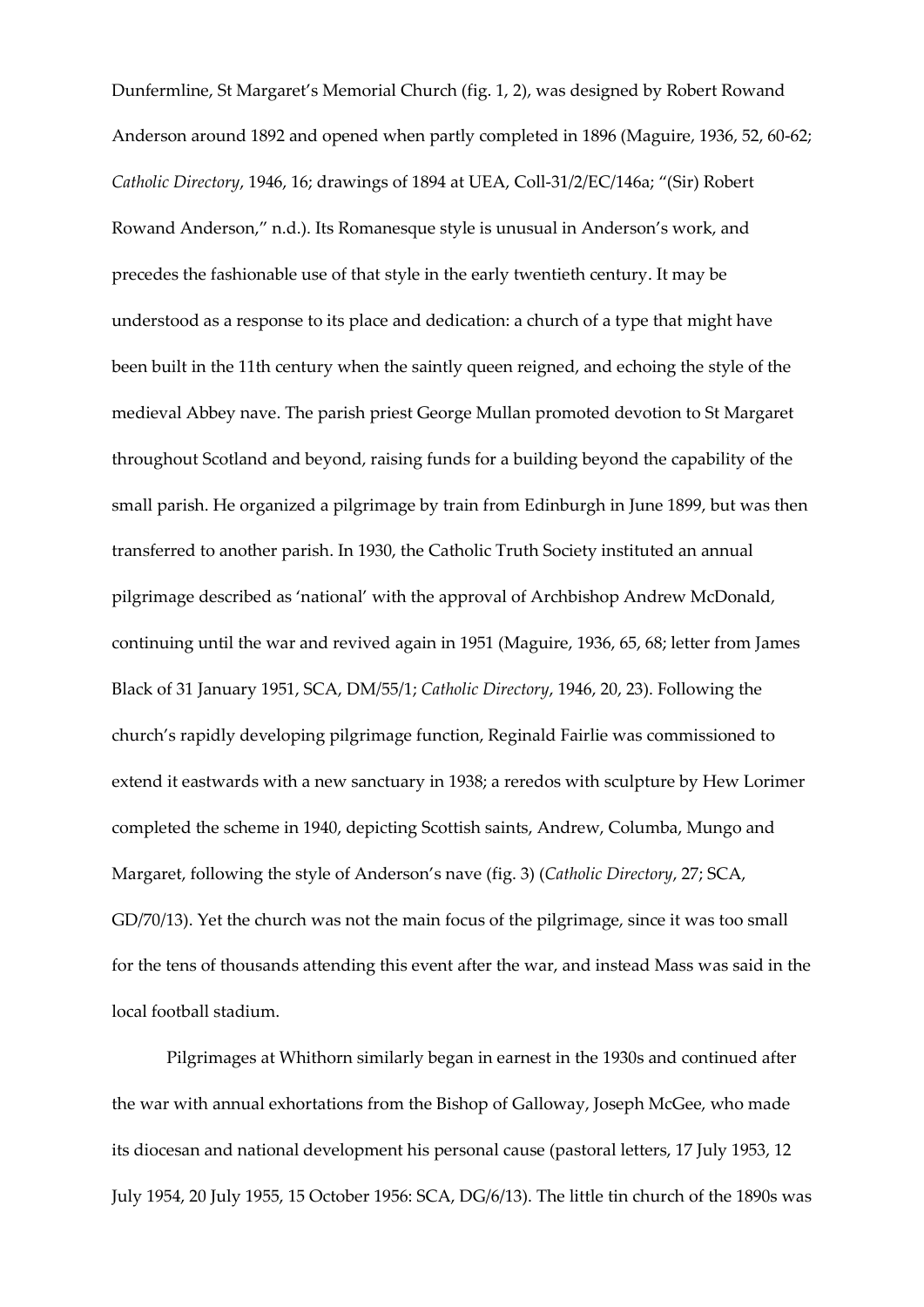Dunfermline, St Margaret's Memorial Church (fig. 1, 2), was designed by Robert Rowand Anderson around 1892 and opened when partly completed in 1896 (Maguire, 1936, 52, 60-62; *Catholic Directory*, 1946, 16; drawings of 1894 at UEA, Coll-31/2/EC/146a; "(Sir) Robert Rowand Anderson," n.d.). Its Romanesque style is unusual in Anderson's work, and precedes the fashionable use of that style in the early twentieth century. It may be understood as a response to its place and dedication: a church of a type that might have been built in the 11th century when the saintly queen reigned, and echoing the style of the medieval Abbey nave. The parish priest George Mullan promoted devotion to St Margaret throughout Scotland and beyond, raising funds for a building beyond the capability of the small parish. He organized a pilgrimage by train from Edinburgh in June 1899, but was then transferred to another parish. In 1930, the Catholic Truth Society instituted an annual pilgrimage described as 'national' with the approval of Archbishop Andrew McDonald, continuing until the war and revived again in 1951 (Maguire, 1936, 65, 68; letter from James Black of 31 January 1951, SCA, DM/55/1; *Catholic Directory*, 1946, 20, 23). Following the church's rapidly developing pilgrimage function, Reginald Fairlie was commissioned to extend it eastwards with a new sanctuary in 1938; a reredos with sculpture by Hew Lorimer completed the scheme in 1940, depicting Scottish saints, Andrew, Columba, Mungo and Margaret, following the style of Anderson's nave (fig. 3) (*Catholic Directory*, 27; SCA, GD/70/13). Yet the church was not the main focus of the pilgrimage, since it was too small for the tens of thousands attending this event after the war, and instead Mass was said in the local football stadium.

Pilgrimages at Whithorn similarly began in earnest in the 1930s and continued after the war with annual exhortations from the Bishop of Galloway, Joseph McGee, who made its diocesan and national development his personal cause (pastoral letters, 17 July 1953, 12 July 1954, 20 July 1955, 15 October 1956: SCA, DG/6/13). The little tin church of the 1890s was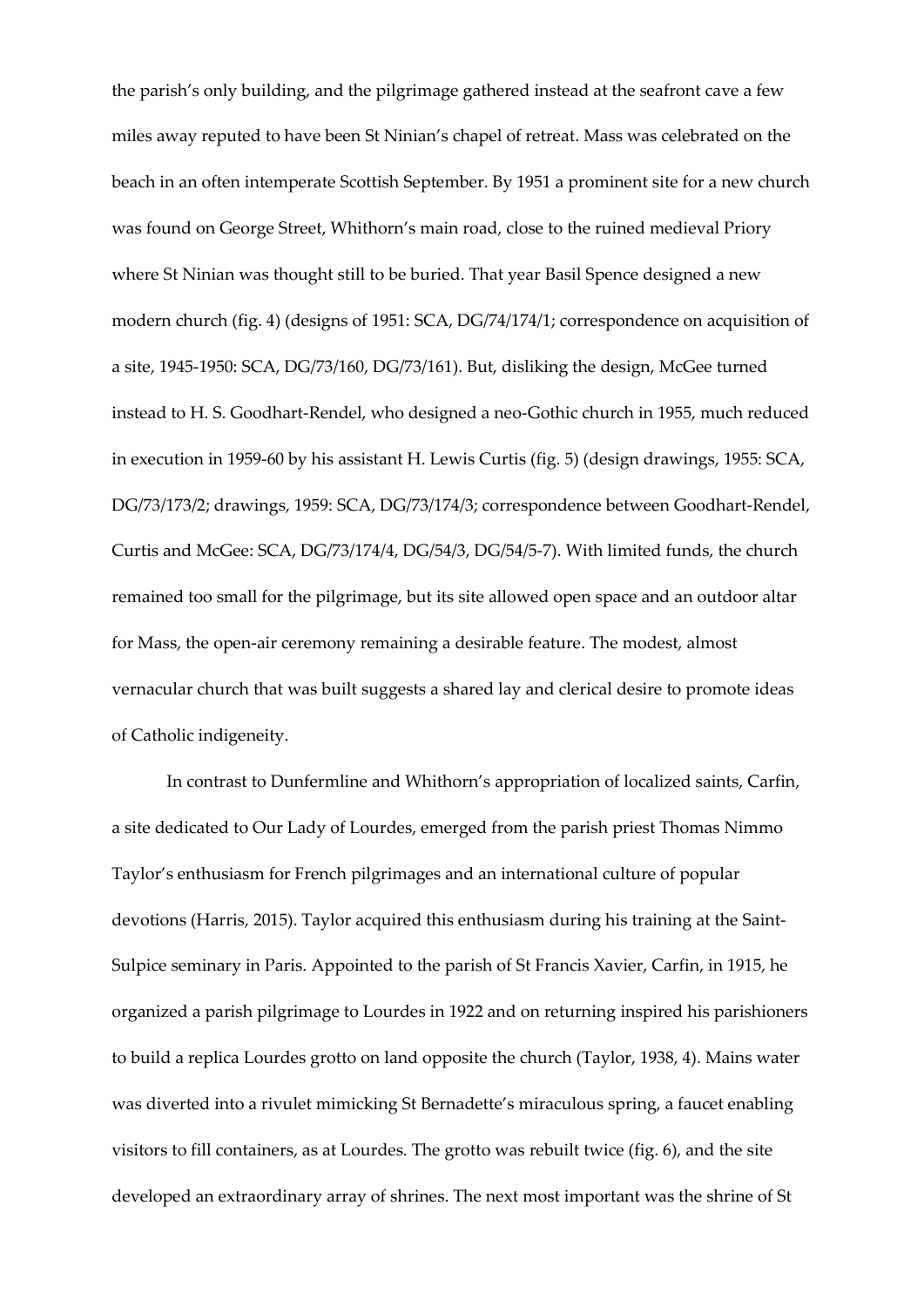the parish's only building, and the pilgrimage gathered instead at the seafront cave a few miles away reputed to have been St Ninian's chapel of retreat. Mass was celebrated on the beach in an often intemperate Scottish September. By 1951 a prominent site for a new church was found on George Street, Whithorn's main road, close to the ruined medieval Priory where St Ninian was thought still to be buried. That year Basil Spence designed a new modern church (fig. 4) (designs of 1951: SCA, DG/74/174/1; correspondence on acquisition of a site, 1945-1950: SCA, DG/73/160, DG/73/161). But, disliking the design, McGee turned instead to H. S. Goodhart-Rendel, who designed a neo-Gothic church in 1955, much reduced in execution in 1959-60 by his assistant H. Lewis Curtis (fig. 5) (design drawings, 1955: SCA, DG/73/173/2; drawings, 1959: SCA, DG/73/174/3; correspondence between Goodhart-Rendel, Curtis and McGee: SCA, DG/73/174/4, DG/54/3, DG/54/5-7). With limited funds, the church remained too small for the pilgrimage, but its site allowed open space and an outdoor altar for Mass, the open-air ceremony remaining a desirable feature. The modest, almost vernacular church that was built suggests a shared lay and clerical desire to promote ideas of Catholic indigeneity.

In contrast to Dunfermline and Whithorn's appropriation of localized saints, Carfin, a site dedicated to Our Lady of Lourdes, emerged from the parish priest Thomas Nimmo Taylor's enthusiasm for French pilgrimages and an international culture of popular devotions (Harris, 2015). Taylor acquired this enthusiasm during his training at the Saint-Sulpice seminary in Paris. Appointed to the parish of St Francis Xavier, Carfin, in 1915, he organized a parish pilgrimage to Lourdes in 1922 and on returning inspired his parishioners to build a replica Lourdes grotto on land opposite the church (Taylor, 1938, 4). Mains water was diverted into a rivulet mimicking St Bernadette's miraculous spring, a faucet enabling visitors to fill containers, as at Lourdes. The grotto was rebuilt twice (fig. 6), and the site developed an extraordinary array of shrines. The next most important was the shrine of St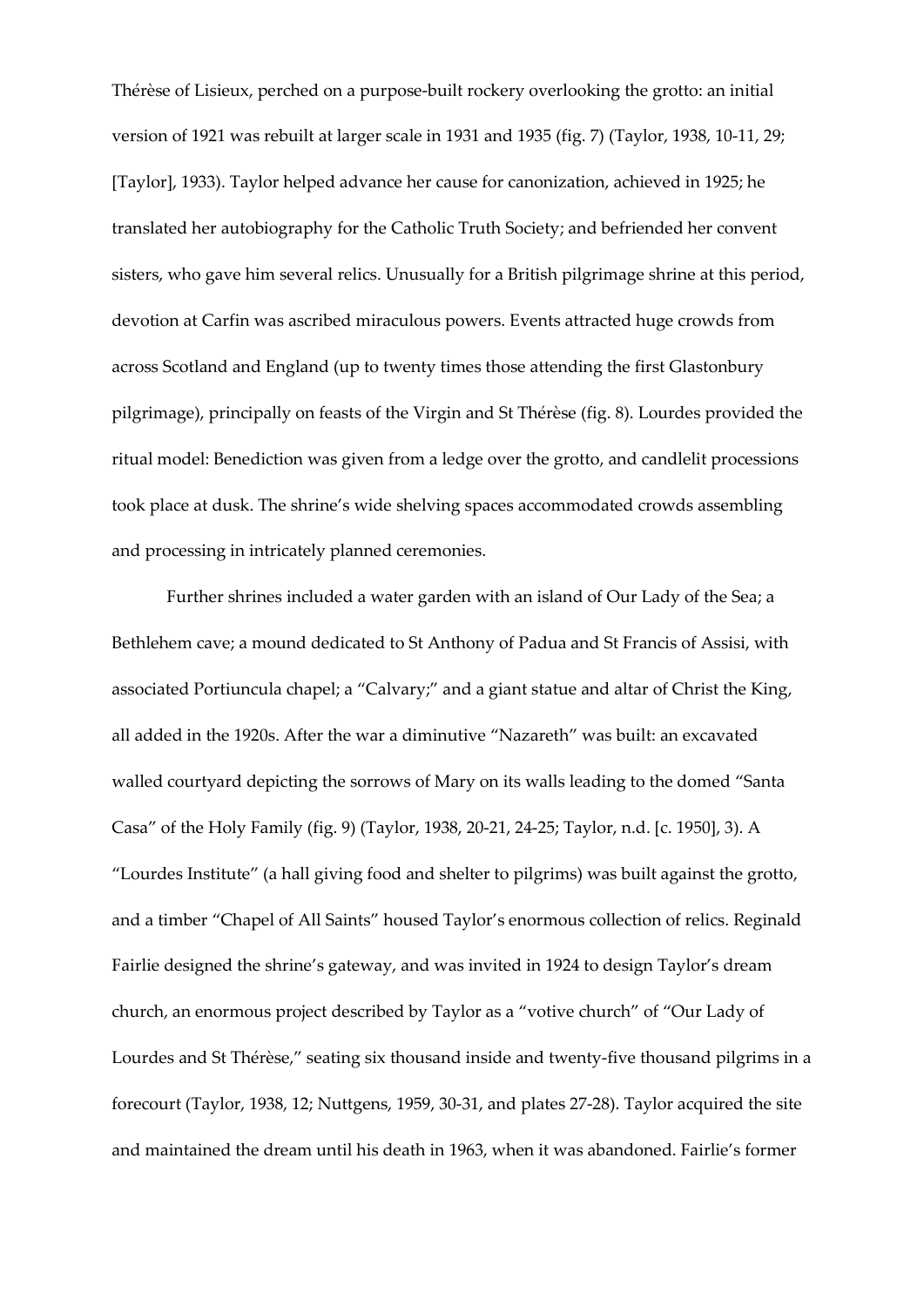Thérèse of Lisieux, perched on a purpose-built rockery overlooking the grotto: an initial version of 1921 was rebuilt at larger scale in 1931 and 1935 (fig. 7) (Taylor, 1938, 10-11, 29; [Taylor], 1933). Taylor helped advance her cause for canonization, achieved in 1925; he translated her autobiography for the Catholic Truth Society; and befriended her convent sisters, who gave him several relics. Unusually for a British pilgrimage shrine at this period, devotion at Carfin was ascribed miraculous powers. Events attracted huge crowds from across Scotland and England (up to twenty times those attending the first Glastonbury pilgrimage), principally on feasts of the Virgin and St Thérèse (fig. 8). Lourdes provided the ritual model: Benediction was given from a ledge over the grotto, and candlelit processions took place at dusk. The shrine's wide shelving spaces accommodated crowds assembling and processing in intricately planned ceremonies.

Further shrines included a water garden with an island of Our Lady of the Sea; a Bethlehem cave; a mound dedicated to St Anthony of Padua and St Francis of Assisi, with associated Portiuncula chapel; a "Calvary;" and a giant statue and altar of Christ the King, all added in the 1920s. After the war a diminutive "Nazareth" was built: an excavated walled courtyard depicting the sorrows of Mary on its walls leading to the domed "Santa Casa" of the Holy Family (fig. 9) (Taylor, 1938, 20-21, 24-25; Taylor, n.d. [c. 1950], 3). A "Lourdes Institute" (a hall giving food and shelter to pilgrims) was built against the grotto, and a timber "Chapel of All Saints" housed Taylor's enormous collection of relics. Reginald Fairlie designed the shrine's gateway, and was invited in 1924 to design Taylor's dream church, an enormous project described by Taylor as a "votive church" of "Our Lady of Lourdes and St Thérèse," seating six thousand inside and twenty-five thousand pilgrims in a forecourt (Taylor, 1938, 12; Nuttgens, 1959, 30-31, and plates 27-28). Taylor acquired the site and maintained the dream until his death in 1963, when it was abandoned. Fairlie's former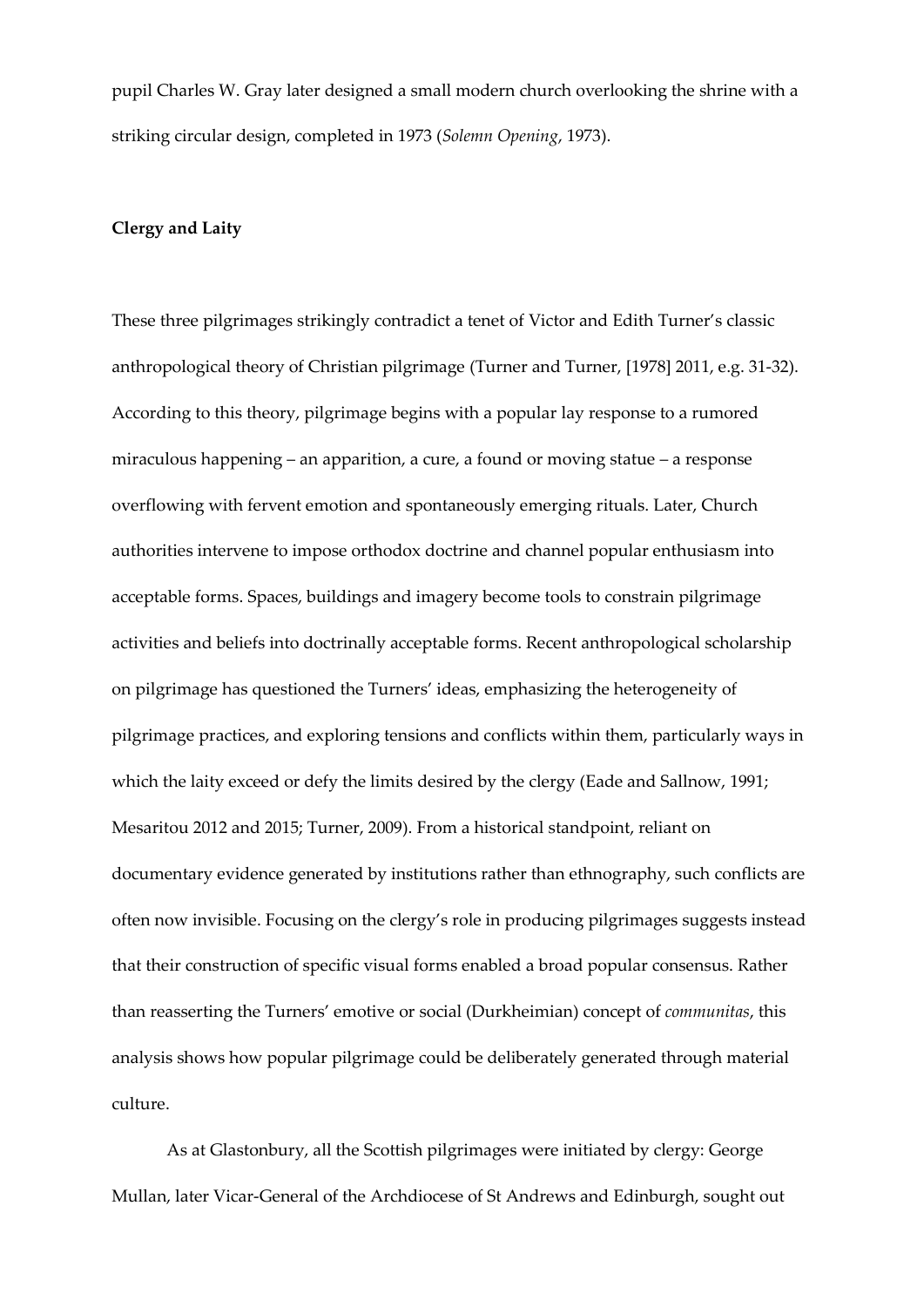pupil Charles W. Gray later designed a small modern church overlooking the shrine with a striking circular design, completed in 1973 (*Solemn Opening*, 1973).

**Clergy and Laity**

These three pilgrimages strikingly contradict a tenet of Victor and Edith Turner's classic anthropological theory of Christian pilgrimage (Turner and Turner, [1978] 2011, e.g. 31-32). According to this theory, pilgrimage begins with a popular lay response to a rumored miraculous happening – an apparition, a cure, a found or moving statue – a response overflowing with fervent emotion and spontaneously emerging rituals. Later, Church authorities intervene to impose orthodox doctrine and channel popular enthusiasm into acceptable forms. Spaces, buildings and imagery become tools to constrain pilgrimage activities and beliefs into doctrinally acceptable forms. Recent anthropological scholarship on pilgrimage has questioned the Turners' ideas, emphasizing the heterogeneity of pilgrimage practices, and exploring tensions and conflicts within them, particularly ways in which the laity exceed or defy the limits desired by the clergy (Eade and Sallnow, 1991; Mesaritou 2012 and 2015; Turner, 2009). From a historical standpoint, reliant on documentary evidence generated by institutions rather than ethnography, such conflicts are often now invisible. Focusing on the clergy's role in producing pilgrimages suggests instead that their construction of specific visual forms enabled a broad popular consensus. Rather than reasserting the Turners' emotive or social (Durkheimian) concept of *communitas*, this analysis shows how popular pilgrimage could be deliberately generated through material culture.

As at Glastonbury, all the Scottish pilgrimages were initiated by clergy: George Mullan, later Vicar-General of the Archdiocese of St Andrews and Edinburgh, sought out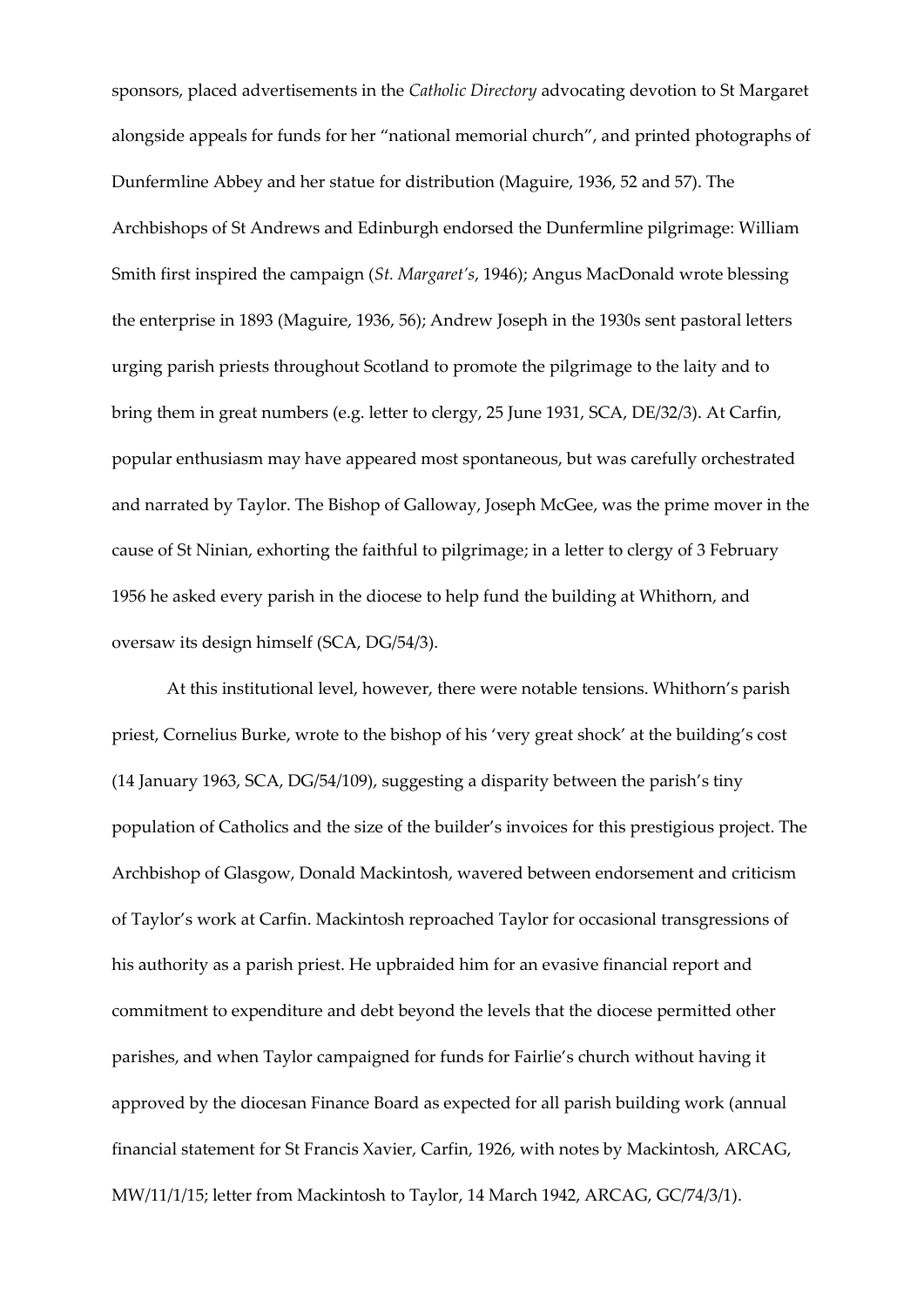sponsors, placed advertisements in the *Catholic Directory* advocating devotion to St Margaret alongside appeals for funds for her "national memorial church", and printed photographs of Dunfermline Abbey and her statue for distribution (Maguire, 1936, 52 and 57). The Archbishops of St Andrews and Edinburgh endorsed the Dunfermline pilgrimage: William Smith first inspired the campaign (*St. Margaret's*, 1946); Angus MacDonald wrote blessing the enterprise in 1893 (Maguire, 1936, 56); Andrew Joseph in the 1930s sent pastoral letters urging parish priests throughout Scotland to promote the pilgrimage to the laity and to bring them in great numbers (e.g. letter to clergy, 25 June 1931, SCA, DE/32/3). At Carfin, popular enthusiasm may have appeared most spontaneous, but was carefully orchestrated and narrated by Taylor. The Bishop of Galloway, Joseph McGee, was the prime mover in the cause of St Ninian, exhorting the faithful to pilgrimage; in a letter to clergy of 3 February 1956 he asked every parish in the diocese to help fund the building at Whithorn, and oversaw its design himself (SCA, DG/54/3).

At this institutional level, however, there were notable tensions. Whithorn's parish priest, Cornelius Burke, wrote to the bishop of his 'very great shock' at the building's cost (14 January 1963, SCA, DG/54/109), suggesting a disparity between the parish's tiny population of Catholics and the size of the builder's invoices for this prestigious project. The Archbishop of Glasgow, Donald Mackintosh, wavered between endorsement and criticism of Taylor's work at Carfin. Mackintosh reproached Taylor for occasional transgressions of his authority as a parish priest. He upbraided him for an evasive financial report and commitment to expenditure and debt beyond the levels that the diocese permitted other parishes, and when Taylor campaigned for funds for Fairlie's church without having it approved by the diocesan Finance Board as expected for all parish building work (annual financial statement for St Francis Xavier, Carfin, 1926, with notes by Mackintosh, ARCAG, MW/11/1/15; letter from Mackintosh to Taylor, 14 March 1942, ARCAG, GC/74/3/1).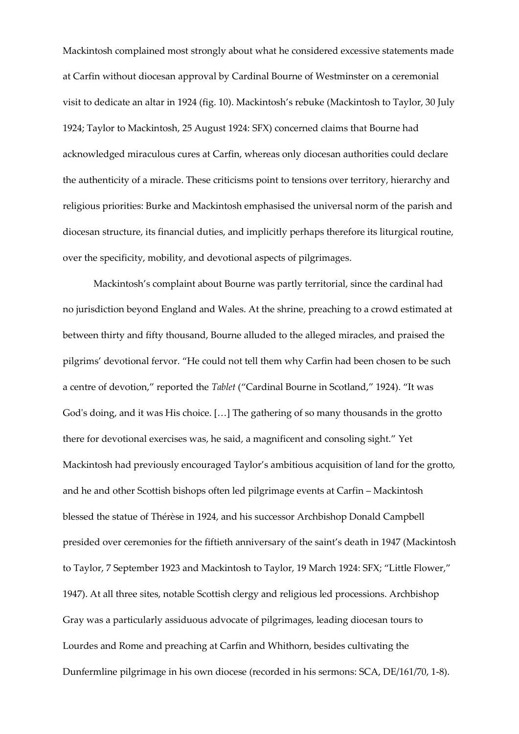Mackintosh complained most strongly about what he considered excessive statements made at Carfin without diocesan approval by Cardinal Bourne of Westminster on a ceremonial visit to dedicate an altar in 1924 (fig. 10). Mackintosh's rebuke (Mackintosh to Taylor, 30 July 1924; Taylor to Mackintosh, 25 August 1924: SFX) concerned claims that Bourne had acknowledged miraculous cures at Carfin, whereas only diocesan authorities could declare the authenticity of a miracle. These criticisms point to tensions over territory, hierarchy and religious priorities: Burke and Mackintosh emphasised the universal norm of the parish and diocesan structure, its financial duties, and implicitly perhaps therefore its liturgical routine, over the specificity, mobility, and devotional aspects of pilgrimages.

Mackintosh's complaint about Bourne was partly territorial, since the cardinal had no jurisdiction beyond England and Wales. At the shrine, preaching to a crowd estimated at between thirty and fifty thousand, Bourne alluded to the alleged miracles, and praised the pilgrims' devotional fervor. "He could not tell them why Carfin had been chosen to be such a centre of devotion," reported the *Tablet* ("Cardinal Bourne in Scotland," 1924). "It was God's doing, and it was His choice. […] The gathering of so many thousands in the grotto there for devotional exercises was, he said, a magnificent and consoling sight." Yet Mackintosh had previously encouraged Taylor's ambitious acquisition of land for the grotto, and he and other Scottish bishops often led pilgrimage events at Carfin – Mackintosh blessed the statue of Thérèse in 1924, and his successor Archbishop Donald Campbell presided over ceremonies for the fiftieth anniversary of the saint's death in 1947 (Mackintosh to Taylor, 7 September 1923 and Mackintosh to Taylor, 19 March 1924: SFX; "Little Flower," 1947). At all three sites, notable Scottish clergy and religious led processions. Archbishop Gray was a particularly assiduous advocate of pilgrimages, leading diocesan tours to Lourdes and Rome and preaching at Carfin and Whithorn, besides cultivating the Dunfermline pilgrimage in his own diocese (recorded in his sermons: SCA, DE/161/70, 1-8).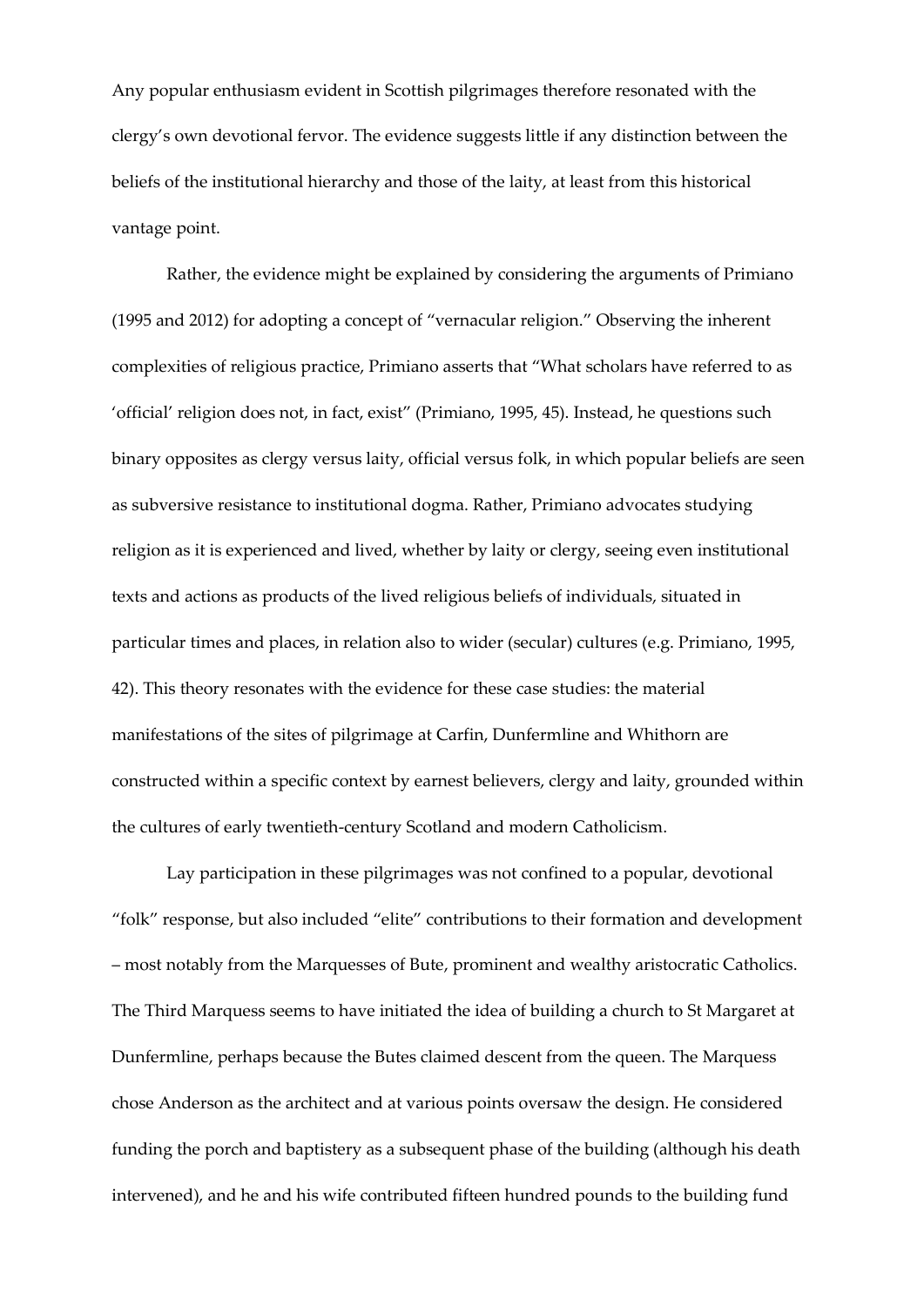Any popular enthusiasm evident in Scottish pilgrimages therefore resonated with the clergy's own devotional fervor. The evidence suggests little if any distinction between the beliefs of the institutional hierarchy and those of the laity, at least from this historical vantage point.

Rather, the evidence might be explained by considering the arguments of Primiano (1995 and 2012) for adopting a concept of "vernacular religion." Observing the inherent complexities of religious practice, Primiano asserts that "What scholars have referred to as 'official' religion does not, in fact, exist" (Primiano, 1995, 45). Instead, he questions such binary opposites as clergy versus laity, official versus folk, in which popular beliefs are seen as subversive resistance to institutional dogma. Rather, Primiano advocates studying religion as it is experienced and lived, whether by laity or clergy, seeing even institutional texts and actions as products of the lived religious beliefs of individuals, situated in particular times and places, in relation also to wider (secular) cultures (e.g. Primiano, 1995, 42). This theory resonates with the evidence for these case studies: the material manifestations of the sites of pilgrimage at Carfin, Dunfermline and Whithorn are constructed within a specific context by earnest believers, clergy and laity, grounded within the cultures of early twentieth-century Scotland and modern Catholicism.

Lay participation in these pilgrimages was not confined to a popular, devotional "folk" response, but also included "elite" contributions to their formation and development – most notably from the Marquesses of Bute, prominent and wealthy aristocratic Catholics. The Third Marquess seems to have initiated the idea of building a church to St Margaret at Dunfermline, perhaps because the Butes claimed descent from the queen. The Marquess chose Anderson as the architect and at various points oversaw the design. He considered funding the porch and baptistery as a subsequent phase of the building (although his death intervened), and he and his wife contributed fifteen hundred pounds to the building fund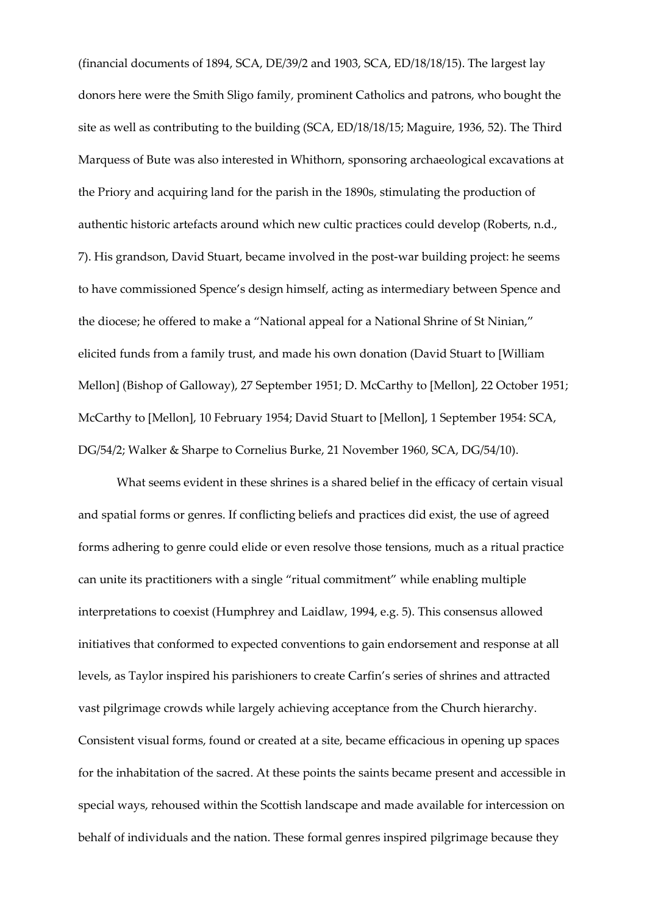(financial documents of 1894, SCA, DE/39/2 and 1903, SCA, ED/18/18/15). The largest lay donors here were the Smith Sligo family, prominent Catholics and patrons, who bought the site as well as contributing to the building (SCA, ED/18/18/15; Maguire, 1936, 52). The Third Marquess of Bute was also interested in Whithorn, sponsoring archaeological excavations at the Priory and acquiring land for the parish in the 1890s, stimulating the production of authentic historic artefacts around which new cultic practices could develop (Roberts, n.d., 7). His grandson, David Stuart, became involved in the post-war building project: he seems to have commissioned Spence's design himself, acting as intermediary between Spence and the diocese; he offered to make a "National appeal for a National Shrine of St Ninian," elicited funds from a family trust, and made his own donation (David Stuart to [William Mellon] (Bishop of Galloway), 27 September 1951; D. McCarthy to [Mellon], 22 October 1951; McCarthy to [Mellon], 10 February 1954; David Stuart to [Mellon], 1 September 1954: SCA, DG/54/2; Walker & Sharpe to Cornelius Burke, 21 November 1960, SCA, DG/54/10).

What seems evident in these shrines is a shared belief in the efficacy of certain visual and spatial forms or genres. If conflicting beliefs and practices did exist, the use of agreed forms adhering to genre could elide or even resolve those tensions, much as a ritual practice can unite its practitioners with a single "ritual commitment" while enabling multiple interpretations to coexist (Humphrey and Laidlaw, 1994, e.g. 5). This consensus allowed initiatives that conformed to expected conventions to gain endorsement and response at all levels, as Taylor inspired his parishioners to create Carfin's series of shrines and attracted vast pilgrimage crowds while largely achieving acceptance from the Church hierarchy. Consistent visual forms, found or created at a site, became efficacious in opening up spaces for the inhabitation of the sacred. At these points the saints became present and accessible in special ways, rehoused within the Scottish landscape and made available for intercession on behalf of individuals and the nation. These formal genres inspired pilgrimage because they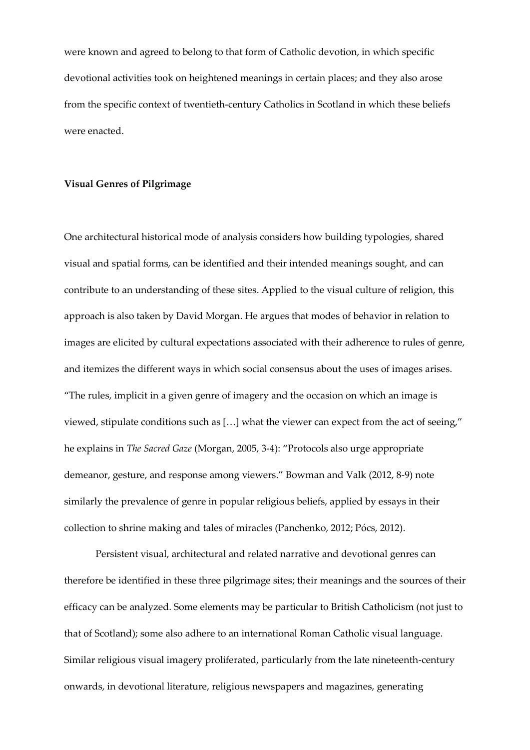were known and agreed to belong to that form of Catholic devotion, in which specific devotional activities took on heightened meanings in certain places; and they also arose from the specific context of twentieth-century Catholics in Scotland in which these beliefs were enacted.

**Visual Genres of Pilgrimage**

One architectural historical mode of analysis considers how building typologies, shared visual and spatial forms, can be identified and their intended meanings sought, and can contribute to an understanding of these sites. Applied to the visual culture of religion, this approach is also taken by David Morgan. He argues that modes of behavior in relation to images are elicited by cultural expectations associated with their adherence to rules of genre, and itemizes the different ways in which social consensus about the uses of images arises. "The rules, implicit in a given genre of imagery and the occasion on which an image is viewed, stipulate conditions such as […] what the viewer can expect from the act of seeing," he explains in *The Sacred Gaze* (Morgan, 2005, 3-4): "Protocols also urge appropriate demeanor, gesture, and response among viewers." Bowman and Valk (2012, 8-9) note similarly the prevalence of genre in popular religious beliefs, applied by essays in their collection to shrine making and tales of miracles (Panchenko, 2012; Pócs, 2012).

Persistent visual, architectural and related narrative and devotional genres can therefore be identified in these three pilgrimage sites; their meanings and the sources of their efficacy can be analyzed. Some elements may be particular to British Catholicism (not just to that of Scotland); some also adhere to an international Roman Catholic visual language. Similar religious visual imagery proliferated, particularly from the late nineteenth-century onwards, in devotional literature, religious newspapers and magazines, generating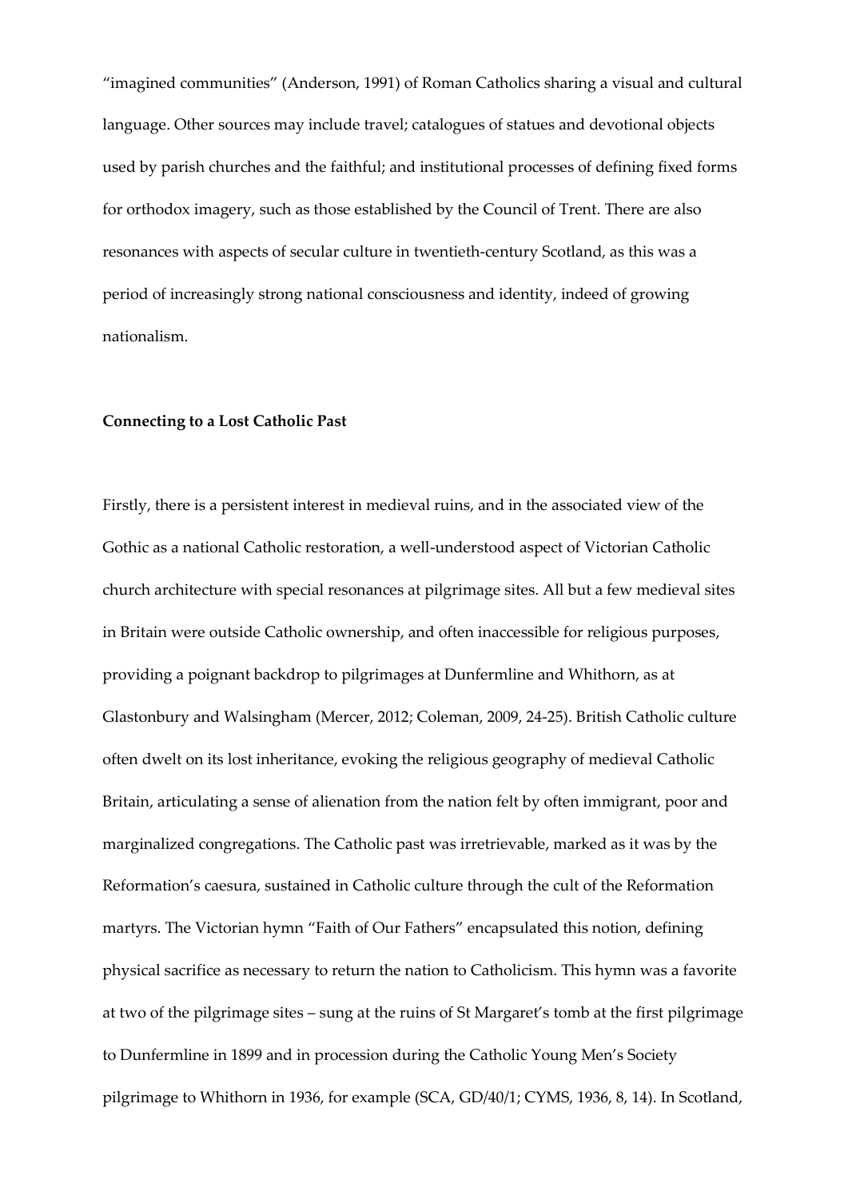"imagined communities" (Anderson, 1991) of Roman Catholics sharing a visual and cultural language. Other sources may include travel; catalogues of statues and devotional objects used by parish churches and the faithful; and institutional processes of defining fixed forms for orthodox imagery, such as those established by the Council of Trent. There are also resonances with aspects of secular culture in twentieth-century Scotland, as this was a period of increasingly strong national consciousness and identity, indeed of growing nationalism.

**Connecting to a Lost Catholic Past**

Firstly, there is a persistent interest in medieval ruins, and in the associated view of the Gothic as a national Catholic restoration, a well-understood aspect of Victorian Catholic church architecture with special resonances at pilgrimage sites. All but a few medieval sites in Britain were outside Catholic ownership, and often inaccessible for religious purposes, providing a poignant backdrop to pilgrimages at Dunfermline and Whithorn, as at Glastonbury and Walsingham (Mercer, 2012; Coleman, 2009, 24-25). British Catholic culture often dwelt on its lost inheritance, evoking the religious geography of medieval Catholic Britain, articulating a sense of alienation from the nation felt by often immigrant, poor and marginalized congregations. The Catholic past was irretrievable, marked as it was by the Reformation's caesura, sustained in Catholic culture through the cult of the Reformation martyrs. The Victorian hymn "Faith of Our Fathers" encapsulated this notion, defining physical sacrifice as necessary to return the nation to Catholicism. This hymn was a favorite at two of the pilgrimage sites – sung at the ruins of St Margaret's tomb at the first pilgrimage to Dunfermline in 1899 and in procession during the Catholic Young Men's Society pilgrimage to Whithorn in 1936, for example (SCA, GD/40/1; CYMS, 1936, 8, 14). In Scotland,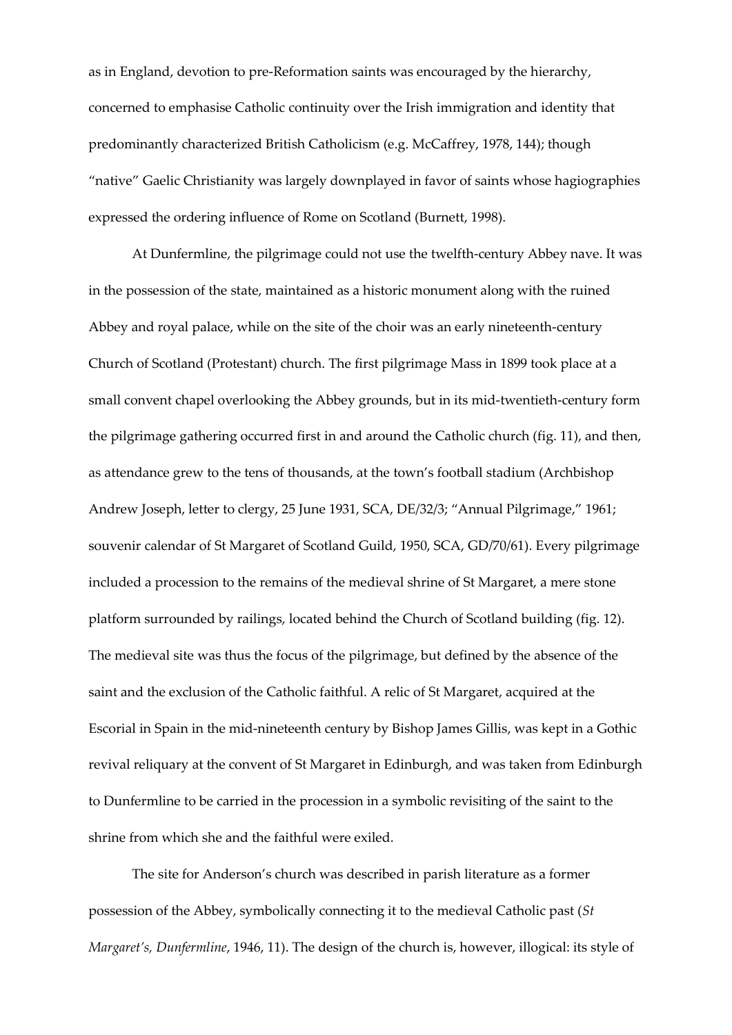as in England, devotion to pre-Reformation saints was encouraged by the hierarchy, concerned to emphasise Catholic continuity over the Irish immigration and identity that predominantly characterized British Catholicism (e.g. McCaffrey, 1978, 144); though "native" Gaelic Christianity was largely downplayed in favor of saints whose hagiographies expressed the ordering influence of Rome on Scotland (Burnett, 1998).

At Dunfermline, the pilgrimage could not use the twelfth-century Abbey nave. It was in the possession of the state, maintained as a historic monument along with the ruined Abbey and royal palace, while on the site of the choir was an early nineteenth-century Church of Scotland (Protestant) church. The first pilgrimage Mass in 1899 took place at a small convent chapel overlooking the Abbey grounds, but in its mid-twentieth-century form the pilgrimage gathering occurred first in and around the Catholic church (fig. 11), and then, as attendance grew to the tens of thousands, at the town's football stadium (Archbishop Andrew Joseph, letter to clergy, 25 June 1931, SCA, DE/32/3; "Annual Pilgrimage," 1961; souvenir calendar of St Margaret of Scotland Guild, 1950, SCA, GD/70/61). Every pilgrimage included a procession to the remains of the medieval shrine of St Margaret, a mere stone platform surrounded by railings, located behind the Church of Scotland building (fig. 12). The medieval site was thus the focus of the pilgrimage, but defined by the absence of the saint and the exclusion of the Catholic faithful. A relic of St Margaret, acquired at the Escorial in Spain in the mid-nineteenth century by Bishop James Gillis, was kept in a Gothic revival reliquary at the convent of St Margaret in Edinburgh, and was taken from Edinburgh to Dunfermline to be carried in the procession in a symbolic revisiting of the saint to the shrine from which she and the faithful were exiled.

The site for Anderson's church was described in parish literature as a former possession of the Abbey, symbolically connecting it to the medieval Catholic past (*St Margaret's, Dunfermline*, 1946, 11). The design of the church is, however, illogical: its style of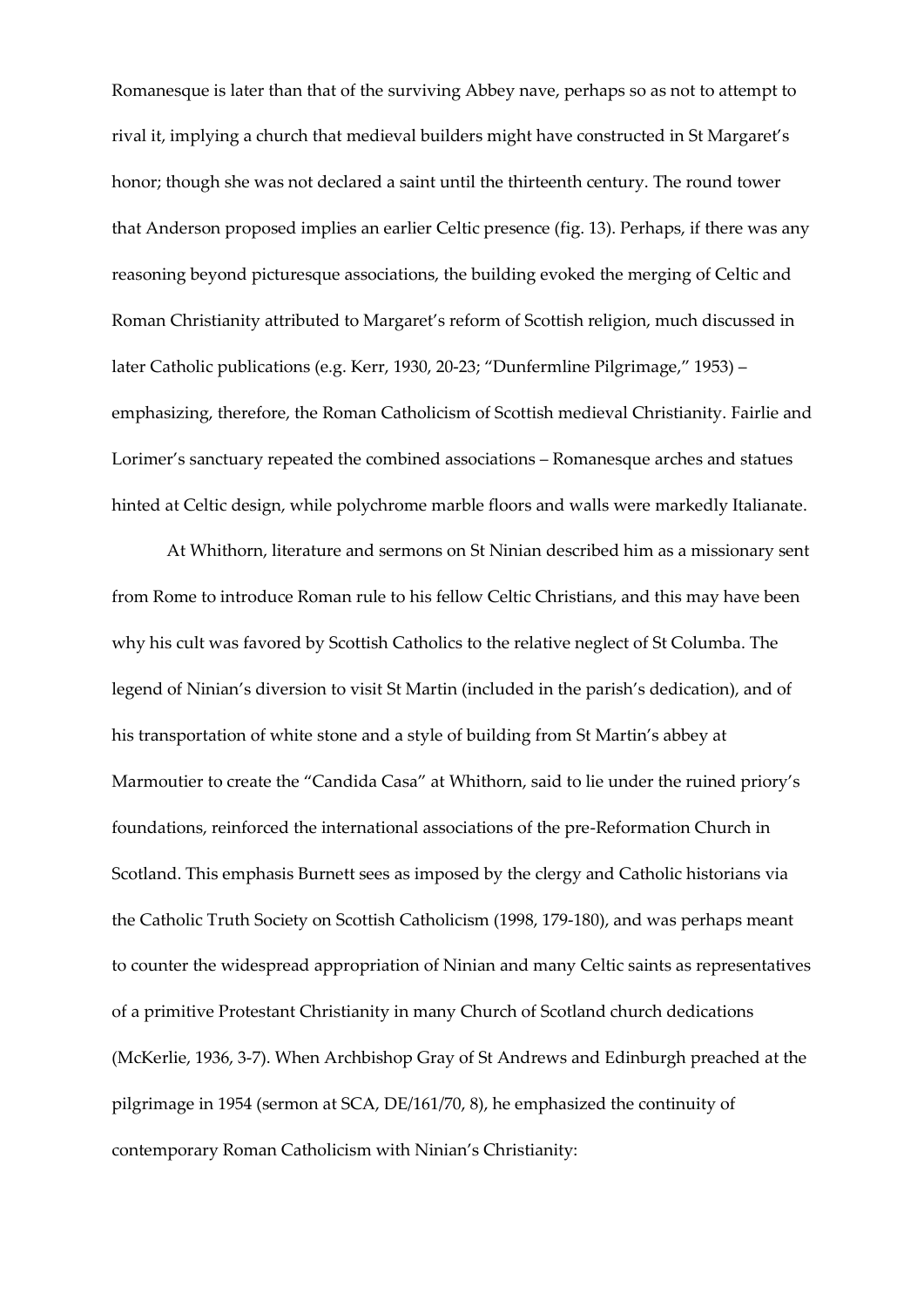Romanesque is later than that of the surviving Abbey nave, perhaps so as not to attempt to rival it, implying a church that medieval builders might have constructed in St Margaret's honor; though she was not declared a saint until the thirteenth century. The round tower that Anderson proposed implies an earlier Celtic presence (fig. 13). Perhaps, if there was any reasoning beyond picturesque associations, the building evoked the merging of Celtic and Roman Christianity attributed to Margaret's reform of Scottish religion, much discussed in later Catholic publications (e.g. Kerr, 1930, 20-23; "Dunfermline Pilgrimage," 1953) – emphasizing, therefore, the Roman Catholicism of Scottish medieval Christianity. Fairlie and Lorimer's sanctuary repeated the combined associations – Romanesque arches and statues hinted at Celtic design, while polychrome marble floors and walls were markedly Italianate.

At Whithorn, literature and sermons on St Ninian described him as a missionary sent from Rome to introduce Roman rule to his fellow Celtic Christians, and this may have been why his cult was favored by Scottish Catholics to the relative neglect of St Columba. The legend of Ninian's diversion to visit St Martin (included in the parish's dedication), and of his transportation of white stone and a style of building from St Martin's abbey at Marmoutier to create the "Candida Casa" at Whithorn, said to lie under the ruined priory's foundations, reinforced the international associations of the pre-Reformation Church in Scotland. This emphasis Burnett sees as imposed by the clergy and Catholic historians via the Catholic Truth Society on Scottish Catholicism (1998, 179-180), and was perhaps meant to counter the widespread appropriation of Ninian and many Celtic saints as representatives of a primitive Protestant Christianity in many Church of Scotland church dedications (McKerlie, 1936, 3-7). When Archbishop Gray of St Andrews and Edinburgh preached at the pilgrimage in 1954 (sermon at SCA, DE/161/70, 8), he emphasized the continuity of contemporary Roman Catholicism with Ninian's Christianity: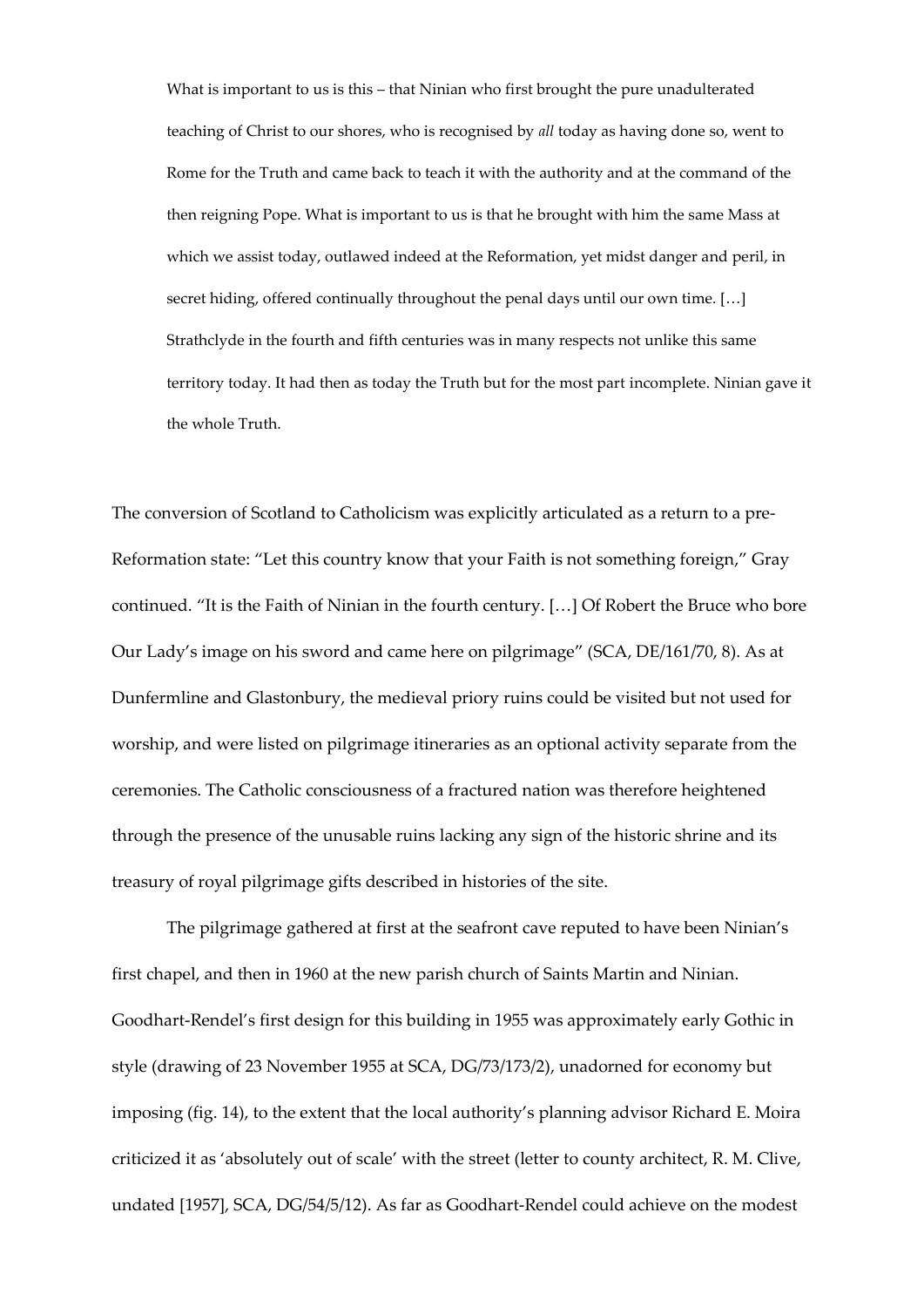> What is important to us is this – that Ninian who first brought the pure unadulterated teaching of Christ to our shores, who is recognised by *all* today as having done so, went to Rome for the Truth and came back to teach it with the authority and at the command of the then reigning Pope. What is important to us is that he brought with him the same Mass at which we assist today, outlawed indeed at the Reformation, yet midst danger and peril, in secret hiding, offered continually throughout the penal days until our own time. […] Strathclyde in the fourth and fifth centuries was in many respects not unlike this same territory today. It had then as today the Truth but for the most part incomplete. Ninian gave it the whole Truth.

The conversion of Scotland to Catholicism was explicitly articulated as a return to a pre-Reformation state: "Let this country know that your Faith is not something foreign," Gray continued. "It is the Faith of Ninian in the fourth century. […] Of Robert the Bruce who bore Our Lady's image on his sword and came here on pilgrimage" (SCA, DE/161/70, 8). As at Dunfermline and Glastonbury, the medieval priory ruins could be visited but not used for worship, and were listed on pilgrimage itineraries as an optional activity separate from the ceremonies. The Catholic consciousness of a fractured nation was therefore heightened through the presence of the unusable ruins lacking any sign of the historic shrine and its treasury of royal pilgrimage gifts described in histories of the site.

The pilgrimage gathered at first at the seafront cave reputed to have been Ninian's first chapel, and then in 1960 at the new parish church of Saints Martin and Ninian. Goodhart-Rendel's first design for this building in 1955 was approximately early Gothic in style (drawing of 23 November 1955 at SCA, DG/73/173/2), unadorned for economy but imposing (fig. 14), to the extent that the local authority's planning advisor Richard E. Moira criticized it as 'absolutely out of scale' with the street (letter to county architect, R. M. Clive, undated [1957], SCA, DG/54/5/12). As far as Goodhart-Rendel could achieve on the modest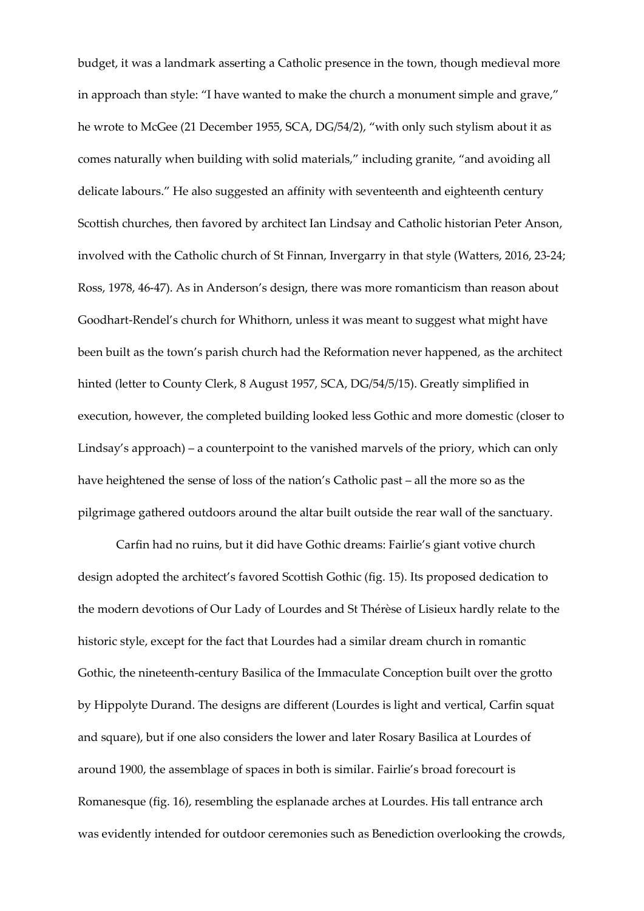budget, it was a landmark asserting a Catholic presence in the town, though medieval more in approach than style: "I have wanted to make the church a monument simple and grave," he wrote to McGee (21 December 1955, SCA, DG/54/2), "with only such stylism about it as comes naturally when building with solid materials," including granite, "and avoiding all delicate labours." He also suggested an affinity with seventeenth and eighteenth century Scottish churches, then favored by architect Ian Lindsay and Catholic historian Peter Anson, involved with the Catholic church of St Finnan, Invergarry in that style (Watters, 2016, 23-24; Ross, 1978, 46-47). As in Anderson's design, there was more romanticism than reason about Goodhart-Rendel's church for Whithorn, unless it was meant to suggest what might have been built as the town's parish church had the Reformation never happened, as the architect hinted (letter to County Clerk, 8 August 1957, SCA, DG/54/5/15). Greatly simplified in execution, however, the completed building looked less Gothic and more domestic (closer to Lindsay's approach) – a counterpoint to the vanished marvels of the priory, which can only have heightened the sense of loss of the nation's Catholic past – all the more so as the pilgrimage gathered outdoors around the altar built outside the rear wall of the sanctuary.

Carfin had no ruins, but it did have Gothic dreams: Fairlie's giant votive church design adopted the architect's favored Scottish Gothic (fig. 15). Its proposed dedication to the modern devotions of Our Lady of Lourdes and St Thérèse of Lisieux hardly relate to the historic style, except for the fact that Lourdes had a similar dream church in romantic Gothic, the nineteenth-century Basilica of the Immaculate Conception built over the grotto by Hippolyte Durand. The designs are different (Lourdes is light and vertical, Carfin squat and square), but if one also considers the lower and later Rosary Basilica at Lourdes of around 1900, the assemblage of spaces in both is similar. Fairlie's broad forecourt is Romanesque (fig. 16), resembling the esplanade arches at Lourdes. His tall entrance arch was evidently intended for outdoor ceremonies such as Benediction overlooking the crowds,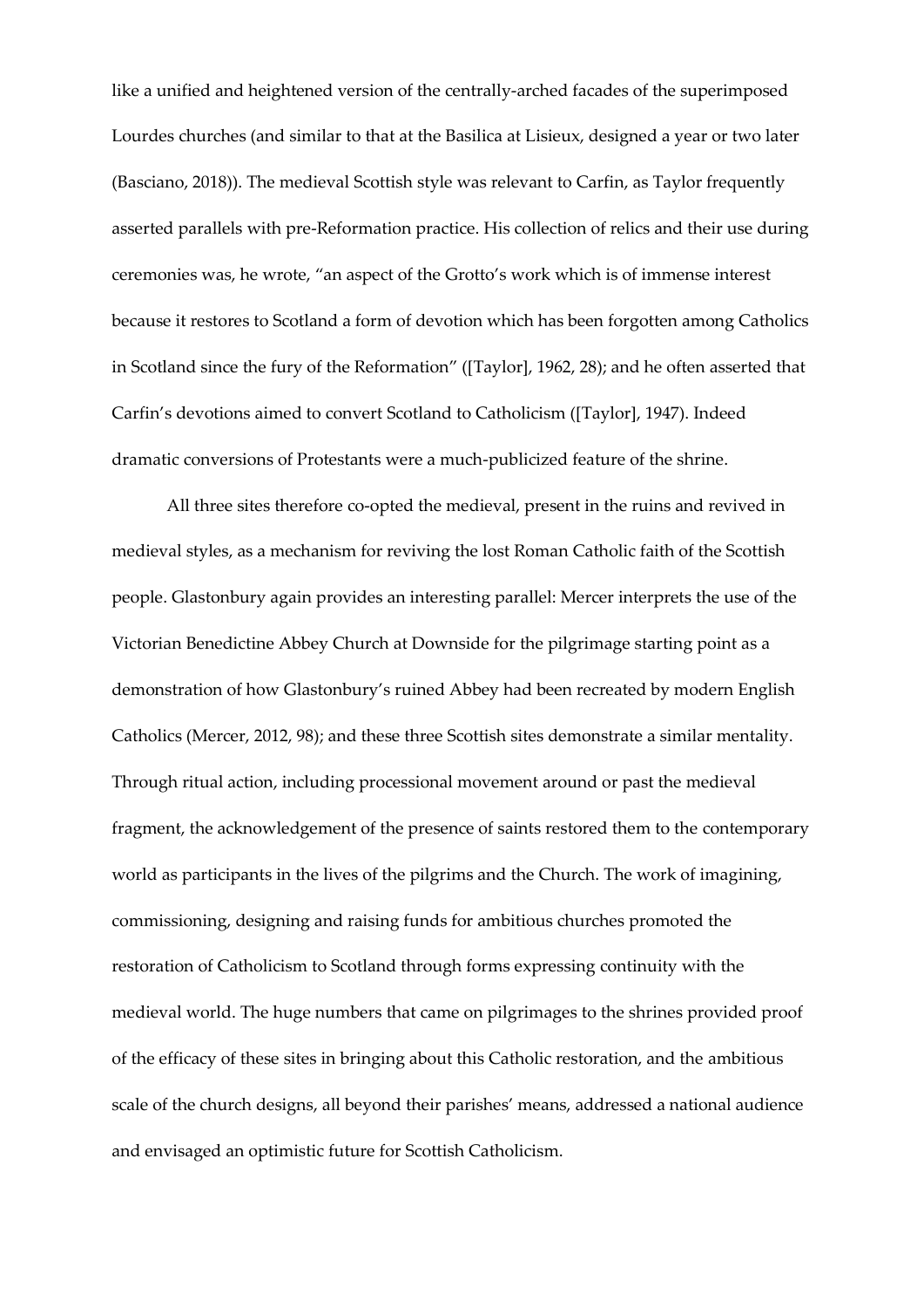like a unified and heightened version of the centrally-arched facades of the superimposed Lourdes churches (and similar to that at the Basilica at Lisieux, designed a year or two later (Basciano, 2018)). The medieval Scottish style was relevant to Carfin, as Taylor frequently asserted parallels with pre-Reformation practice. His collection of relics and their use during ceremonies was, he wrote, "an aspect of the Grotto's work which is of immense interest because it restores to Scotland a form of devotion which has been forgotten among Catholics in Scotland since the fury of the Reformation" ([Taylor], 1962, 28); and he often asserted that Carfin's devotions aimed to convert Scotland to Catholicism ([Taylor], 1947). Indeed dramatic conversions of Protestants were a much-publicized feature of the shrine.

All three sites therefore co-opted the medieval, present in the ruins and revived in medieval styles, as a mechanism for reviving the lost Roman Catholic faith of the Scottish people. Glastonbury again provides an interesting parallel: Mercer interprets the use of the Victorian Benedictine Abbey Church at Downside for the pilgrimage starting point as a demonstration of how Glastonbury's ruined Abbey had been recreated by modern English Catholics (Mercer, 2012, 98); and these three Scottish sites demonstrate a similar mentality. Through ritual action, including processional movement around or past the medieval fragment, the acknowledgement of the presence of saints restored them to the contemporary world as participants in the lives of the pilgrims and the Church. The work of imagining, commissioning, designing and raising funds for ambitious churches promoted the restoration of Catholicism to Scotland through forms expressing continuity with the medieval world. The huge numbers that came on pilgrimages to the shrines provided proof of the efficacy of these sites in bringing about this Catholic restoration, and the ambitious scale of the church designs, all beyond their parishes' means, addressed a national audience and envisaged an optimistic future for Scottish Catholicism.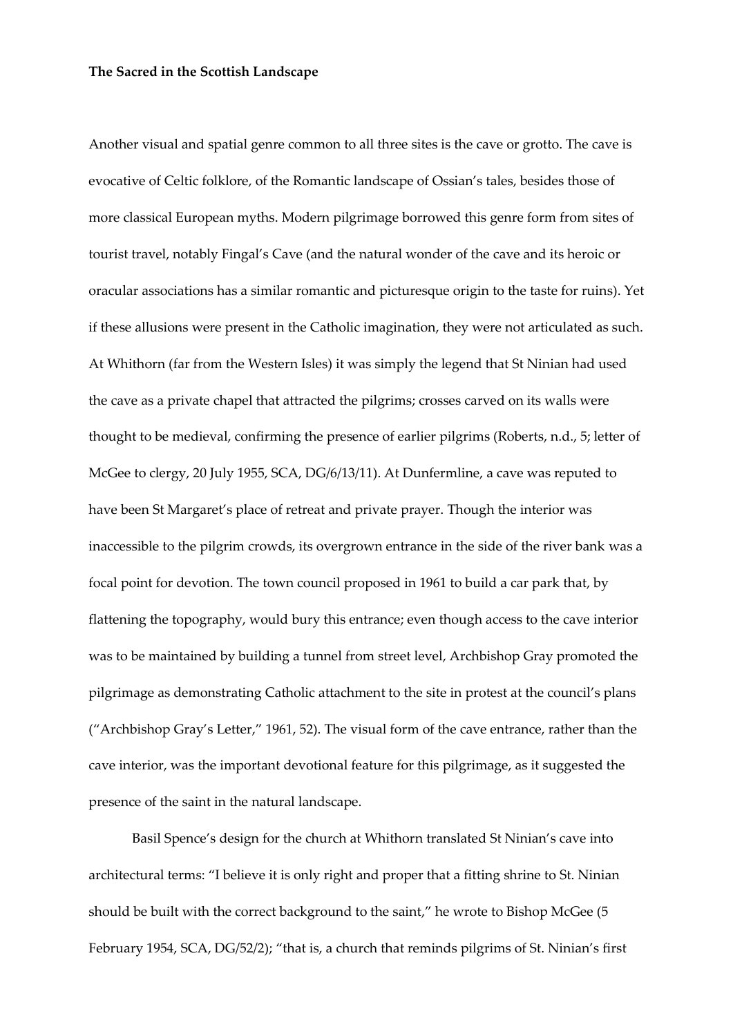Another visual and spatial genre common to all three sites is the cave or grotto. The cave is evocative of Celtic folklore, of the Romantic landscape of Ossian's tales, besides those of more classical European myths. Modern pilgrimage borrowed this genre form from sites of tourist travel, notably Fingal's Cave (and the natural wonder of the cave and its heroic or oracular associations has a similar romantic and picturesque origin to the taste for ruins). Yet if these allusions were present in the Catholic imagination, they were not articulated as such. At Whithorn (far from the Western Isles) it was simply the legend that St Ninian had used the cave as a private chapel that attracted the pilgrims; crosses carved on its walls were thought to be medieval, confirming the presence of earlier pilgrims (Roberts, n.d., 5; letter of McGee to clergy, 20 July 1955, SCA, DG/6/13/11). At Dunfermline, a cave was reputed to have been St Margaret's place of retreat and private prayer. Though the interior was inaccessible to the pilgrim crowds, its overgrown entrance in the side of the river bank was a focal point for devotion. The town council proposed in 1961 to build a car park that, by flattening the topography, would bury this entrance; even though access to the cave interior was to be maintained by building a tunnel from street level, Archbishop Gray promoted the pilgrimage as demonstrating Catholic attachment to the site in protest at the council's plans ("Archbishop Gray's Letter," 1961, 52). The visual form of the cave entrance, rather than the cave interior, was the important devotional feature for this pilgrimage, as it suggested the presence of the saint in the natural landscape.

Basil Spence's design for the church at Whithorn translated St Ninian's cave into architectural terms: "I believe it is only right and proper that a fitting shrine to St. Ninian should be built with the correct background to the saint," he wrote to Bishop McGee (5 February 1954, SCA, DG/52/2); "that is, a church that reminds pilgrims of St. Ninian's first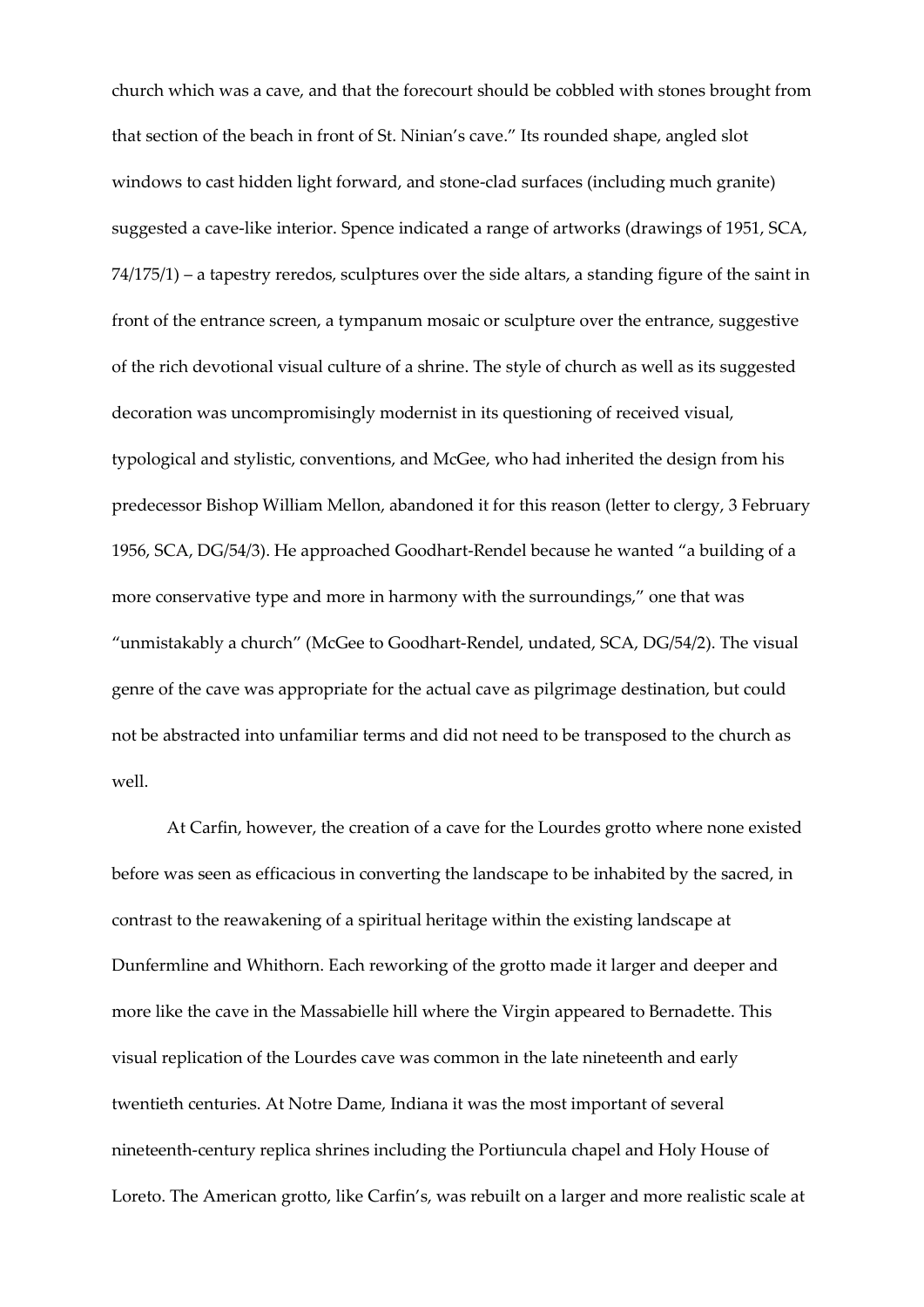church which was a cave, and that the forecourt should be cobbled with stones brought from that section of the beach in front of St. Ninian's cave." Its rounded shape, angled slot windows to cast hidden light forward, and stone-clad surfaces (including much granite) suggested a cave-like interior. Spence indicated a range of artworks (drawings of 1951, SCA, 74/175/1) – a tapestry reredos, sculptures over the side altars, a standing figure of the saint in front of the entrance screen, a tympanum mosaic or sculpture over the entrance, suggestive of the rich devotional visual culture of a shrine. The style of church as well as its suggested decoration was uncompromisingly modernist in its questioning of received visual, typological and stylistic, conventions, and McGee, who had inherited the design from his predecessor Bishop William Mellon, abandoned it for this reason (letter to clergy, 3 February 1956, SCA, DG/54/3). He approached Goodhart-Rendel because he wanted "a building of a more conservative type and more in harmony with the surroundings," one that was "unmistakably a church" (McGee to Goodhart-Rendel, undated, SCA, DG/54/2). The visual genre of the cave was appropriate for the actual cave as pilgrimage destination, but could not be abstracted into unfamiliar terms and did not need to be transposed to the church as well.

At Carfin, however, the creation of a cave for the Lourdes grotto where none existed before was seen as efficacious in converting the landscape to be inhabited by the sacred, in contrast to the reawakening of a spiritual heritage within the existing landscape at Dunfermline and Whithorn. Each reworking of the grotto made it larger and deeper and more like the cave in the Massabielle hill where the Virgin appeared to Bernadette. This visual replication of the Lourdes cave was common in the late nineteenth and early twentieth centuries. At Notre Dame, Indiana it was the most important of several nineteenth-century replica shrines including the Portiuncula chapel and Holy House of Loreto. The American grotto, like Carfin's, was rebuilt on a larger and more realistic scale at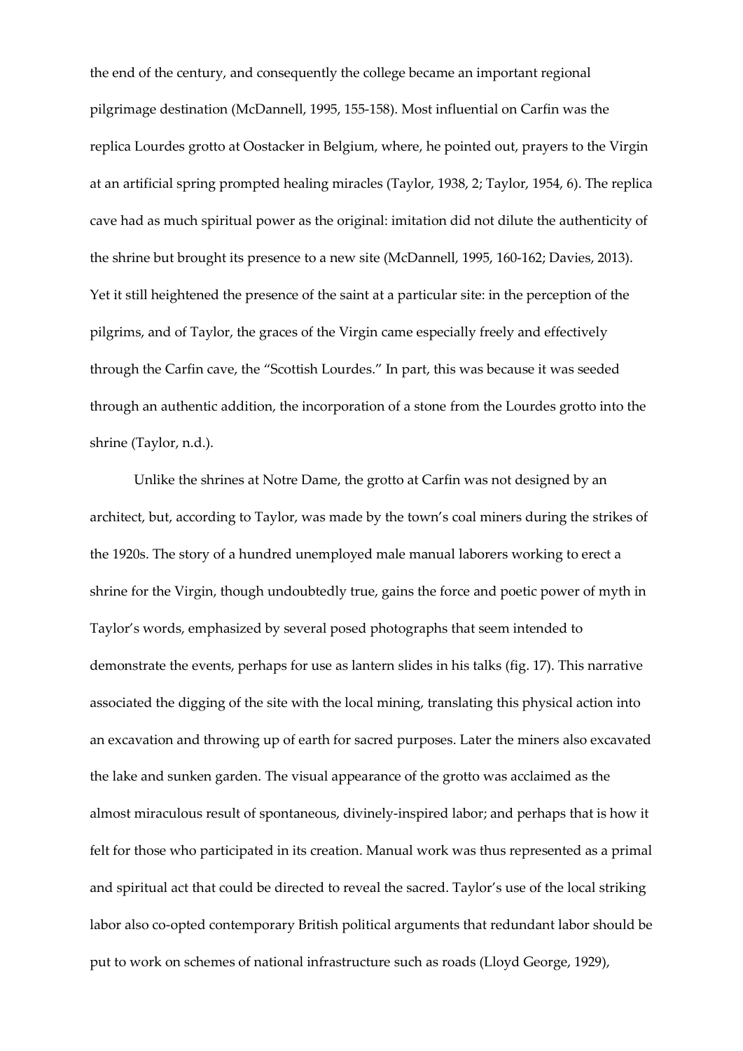the end of the century, and consequently the college became an important regional pilgrimage destination (McDannell, 1995, 155-158). Most influential on Carfin was the replica Lourdes grotto at Oostacker in Belgium, where, he pointed out, prayers to the Virgin at an artificial spring prompted healing miracles (Taylor, 1938, 2; Taylor, 1954, 6). The replica cave had as much spiritual power as the original: imitation did not dilute the authenticity of the shrine but brought its presence to a new site (McDannell, 1995, 160-162; Davies, 2013). Yet it still heightened the presence of the saint at a particular site: in the perception of the pilgrims, and of Taylor, the graces of the Virgin came especially freely and effectively through the Carfin cave, the "Scottish Lourdes." In part, this was because it was seeded through an authentic addition, the incorporation of a stone from the Lourdes grotto into the shrine (Taylor, n.d.).

Unlike the shrines at Notre Dame, the grotto at Carfin was not designed by an architect, but, according to Taylor, was made by the town's coal miners during the strikes of the 1920s. The story of a hundred unemployed male manual laborers working to erect a shrine for the Virgin, though undoubtedly true, gains the force and poetic power of myth in Taylor's words, emphasized by several posed photographs that seem intended to demonstrate the events, perhaps for use as lantern slides in his talks (fig. 17). This narrative associated the digging of the site with the local mining, translating this physical action into an excavation and throwing up of earth for sacred purposes. Later the miners also excavated the lake and sunken garden. The visual appearance of the grotto was acclaimed as the almost miraculous result of spontaneous, divinely-inspired labor; and perhaps that is how it felt for those who participated in its creation. Manual work was thus represented as a primal and spiritual act that could be directed to reveal the sacred. Taylor's use of the local striking labor also co-opted contemporary British political arguments that redundant labor should be put to work on schemes of national infrastructure such as roads (Lloyd George, 1929),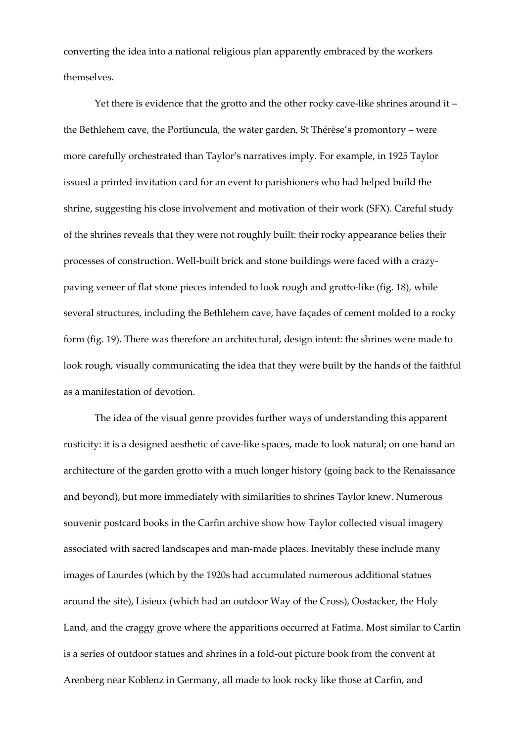converting the idea into a national religious plan apparently embraced by the workers themselves.

Yet there is evidence that the grotto and the other rocky cave-like shrines around it – the Bethlehem cave, the Portiuncula, the water garden, St Thérèse's promontory – were more carefully orchestrated than Taylor's narratives imply. For example, in 1925 Taylor issued a printed invitation card for an event to parishioners who had helped build the shrine, suggesting his close involvement and motivation of their work (SFX). Careful study of the shrines reveals that they were not roughly built: their rocky appearance belies their processes of construction. Well-built brick and stone buildings were faced with a crazy-paving veneer of flat stone pieces intended to look rough and grotto-like (fig. 18), while several structures, including the Bethlehem cave, have façades of cement molded to a rocky form (fig. 19). There was therefore an architectural, design intent: the shrines were made to look rough, visually communicating the idea that they were built by the hands of the faithful as a manifestation of devotion.

The idea of the visual genre provides further ways of understanding this apparent rusticity: it is a designed aesthetic of cave-like spaces, made to look natural; on one hand an architecture of the garden grotto with a much longer history (going back to the Renaissance and beyond), but more immediately with similarities to shrines Taylor knew. Numerous souvenir postcard books in the Carfin archive show how Taylor collected visual imagery associated with sacred landscapes and man-made places. Inevitably these include many images of Lourdes (which by the 1920s had accumulated numerous additional statues around the site), Lisieux (which had an outdoor Way of the Cross), Oostacker, the Holy Land, and the craggy grove where the apparitions occurred at Fatima. Most similar to Carfin is a series of outdoor statues and shrines in a fold-out picture book from the convent at Arenberg near Koblenz in Germany, all made to look rocky like those at Carfin, and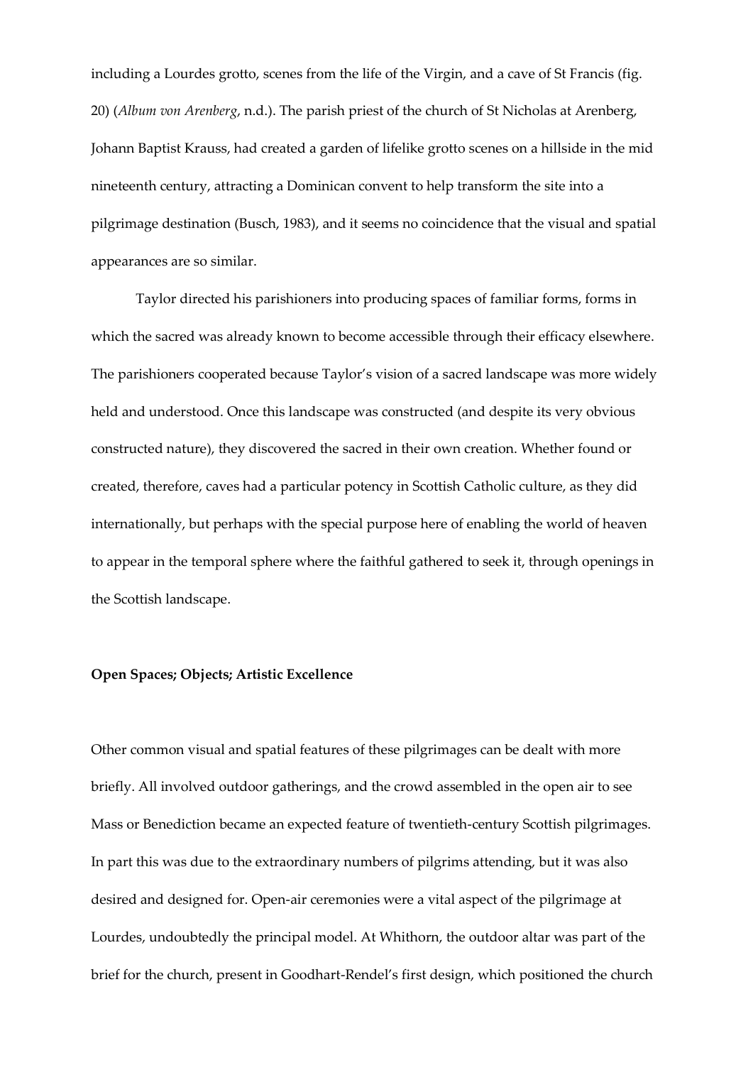including a Lourdes grotto, scenes from the life of the Virgin, and a cave of St Francis (fig. 20) (*Album von Arenberg*, n.d.). The parish priest of the church of St Nicholas at Arenberg, Johann Baptist Krauss, had created a garden of lifelike grotto scenes on a hillside in the mid nineteenth century, attracting a Dominican convent to help transform the site into a pilgrimage destination (Busch, 1983), and it seems no coincidence that the visual and spatial appearances are so similar.

Taylor directed his parishioners into producing spaces of familiar forms, forms in which the sacred was already known to become accessible through their efficacy elsewhere. The parishioners cooperated because Taylor's vision of a sacred landscape was more widely held and understood. Once this landscape was constructed (and despite its very obvious constructed nature), they discovered the sacred in their own creation. Whether found or created, therefore, caves had a particular potency in Scottish Catholic culture, as they did internationally, but perhaps with the special purpose here of enabling the world of heaven to appear in the temporal sphere where the faithful gathered to seek it, through openings in the Scottish landscape.

**Open Spaces; Objects; Artistic Excellence**

Other common visual and spatial features of these pilgrimages can be dealt with more briefly. All involved outdoor gatherings, and the crowd assembled in the open air to see Mass or Benediction became an expected feature of twentieth-century Scottish pilgrimages. In part this was due to the extraordinary numbers of pilgrims attending, but it was also desired and designed for. Open-air ceremonies were a vital aspect of the pilgrimage at Lourdes, undoubtedly the principal model. At Whithorn, the outdoor altar was part of the brief for the church, present in Goodhart-Rendel's first design, which positioned the church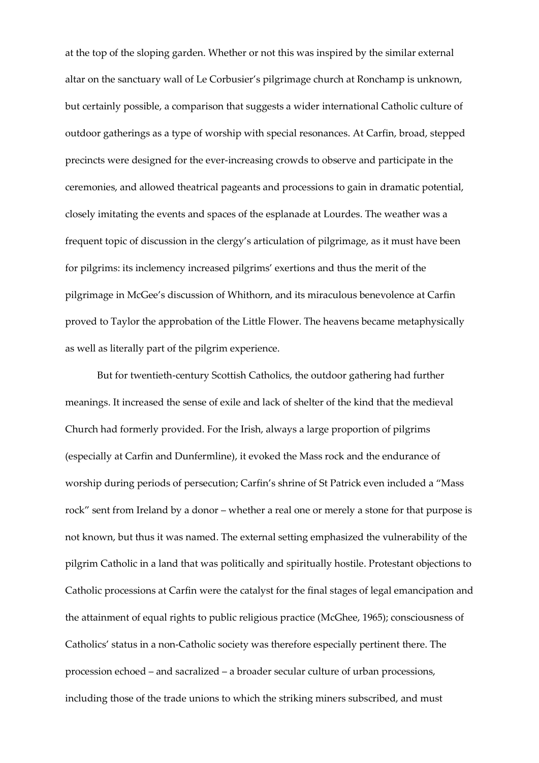at the top of the sloping garden. Whether or not this was inspired by the similar external altar on the sanctuary wall of Le Corbusier's pilgrimage church at Ronchamp is unknown, but certainly possible, a comparison that suggests a wider international Catholic culture of outdoor gatherings as a type of worship with special resonances. At Carfin, broad, stepped precincts were designed for the ever-increasing crowds to observe and participate in the ceremonies, and allowed theatrical pageants and processions to gain in dramatic potential, closely imitating the events and spaces of the esplanade at Lourdes. The weather was a frequent topic of discussion in the clergy's articulation of pilgrimage, as it must have been for pilgrims: its inclemency increased pilgrims' exertions and thus the merit of the pilgrimage in McGee's discussion of Whithorn, and its miraculous benevolence at Carfin proved to Taylor the approbation of the Little Flower. The heavens became metaphysically as well as literally part of the pilgrim experience.

But for twentieth-century Scottish Catholics, the outdoor gathering had further meanings. It increased the sense of exile and lack of shelter of the kind that the medieval Church had formerly provided. For the Irish, always a large proportion of pilgrims (especially at Carfin and Dunfermline), it evoked the Mass rock and the endurance of worship during periods of persecution; Carfin's shrine of St Patrick even included a "Mass rock" sent from Ireland by a donor – whether a real one or merely a stone for that purpose is not known, but thus it was named. The external setting emphasized the vulnerability of the pilgrim Catholic in a land that was politically and spiritually hostile. Protestant objections to Catholic processions at Carfin were the catalyst for the final stages of legal emancipation and the attainment of equal rights to public religious practice (McGhee, 1965); consciousness of Catholics' status in a non-Catholic society was therefore especially pertinent there. The procession echoed – and sacralized – a broader secular culture of urban processions, including those of the trade unions to which the striking miners subscribed, and must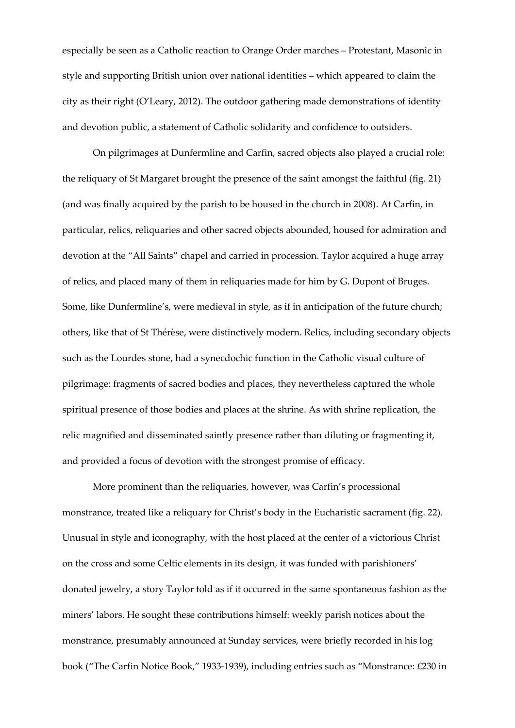especially be seen as a Catholic reaction to Orange Order marches – Protestant, Masonic in style and supporting British union over national identities – which appeared to claim the city as their right (O'Leary, 2012). The outdoor gathering made demonstrations of identity and devotion public, a statement of Catholic solidarity and confidence to outsiders.

On pilgrimages at Dunfermline and Carfin, sacred objects also played a crucial role: the reliquary of St Margaret brought the presence of the saint amongst the faithful (fig. 21) (and was finally acquired by the parish to be housed in the church in 2008). At Carfin, in particular, relics, reliquaries and other sacred objects abounded, housed for admiration and devotion at the "All Saints" chapel and carried in procession. Taylor acquired a huge array of relics, and placed many of them in reliquaries made for him by G. Dupont of Bruges. Some, like Dunfermline's, were medieval in style, as if in anticipation of the future church; others, like that of St Thérèse, were distinctively modern. Relics, including secondary objects such as the Lourdes stone, had a synecdochic function in the Catholic visual culture of pilgrimage: fragments of sacred bodies and places, they nevertheless captured the whole spiritual presence of those bodies and places at the shrine. As with shrine replication, the relic magnified and disseminated saintly presence rather than diluting or fragmenting it, and provided a focus of devotion with the strongest promise of efficacy.

More prominent than the reliquaries, however, was Carfin's processional monstrance, treated like a reliquary for Christ's body in the Eucharistic sacrament (fig. 22). Unusual in style and iconography, with the host placed at the center of a victorious Christ on the cross and some Celtic elements in its design, it was funded with parishioners' donated jewelry, a story Taylor told as if it occurred in the same spontaneous fashion as the miners' labors. He sought these contributions himself: weekly parish notices about the monstrance, presumably announced at Sunday services, were briefly recorded in his log book ("The Carfin Notice Book," 1933-1939), including entries such as "Monstrance: £230 in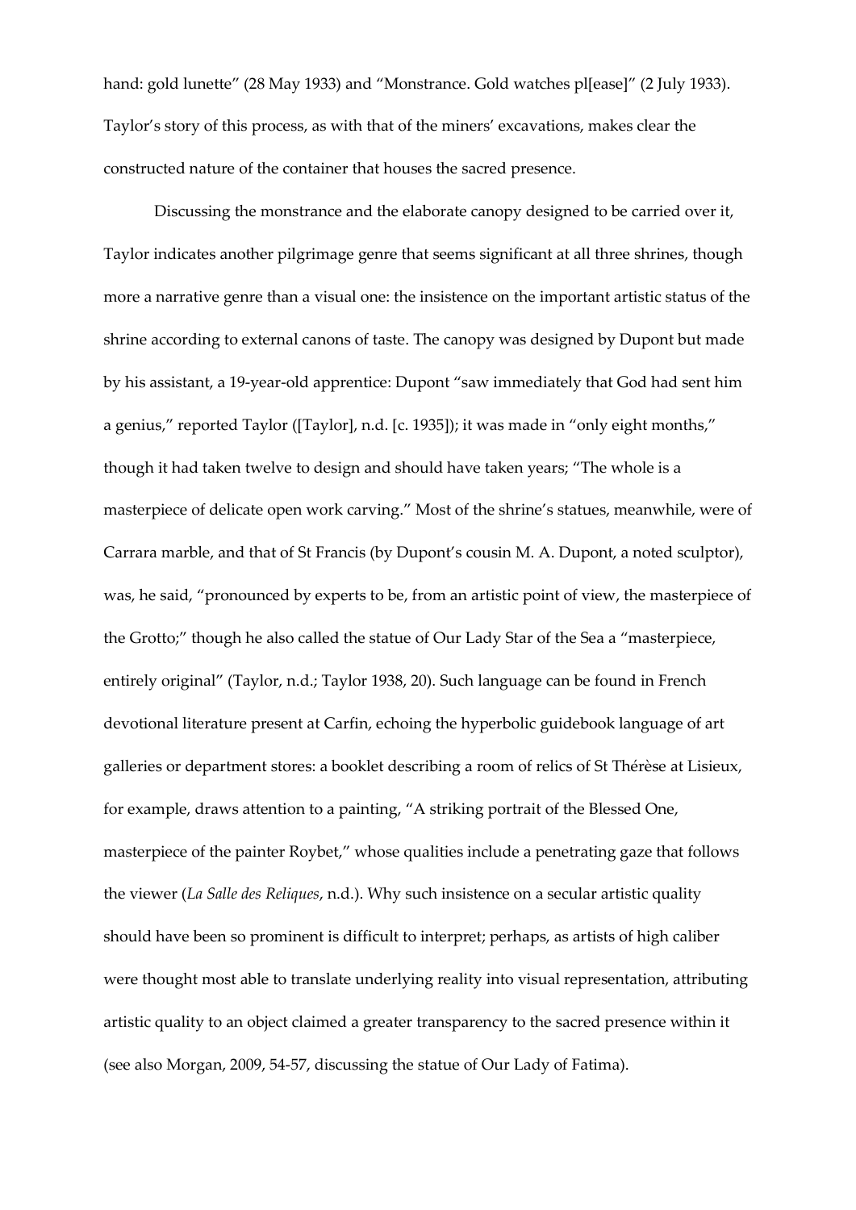hand: gold lunette" (28 May 1933) and "Monstrance. Gold watches pl[ease]" (2 July 1933). Taylor's story of this process, as with that of the miners' excavations, makes clear the constructed nature of the container that houses the sacred presence.

Discussing the monstrance and the elaborate canopy designed to be carried over it, Taylor indicates another pilgrimage genre that seems significant at all three shrines, though more a narrative genre than a visual one: the insistence on the important artistic status of the shrine according to external canons of taste. The canopy was designed by Dupont but made by his assistant, a 19-year-old apprentice: Dupont "saw immediately that God had sent him a genius," reported Taylor ([Taylor], n.d. [c. 1935]); it was made in "only eight months," though it had taken twelve to design and should have taken years; "The whole is a masterpiece of delicate open work carving." Most of the shrine's statues, meanwhile, were of Carrara marble, and that of St Francis (by Dupont's cousin M. A. Dupont, a noted sculptor), was, he said, "pronounced by experts to be, from an artistic point of view, the masterpiece of the Grotto;" though he also called the statue of Our Lady Star of the Sea a "masterpiece, entirely original" (Taylor, n.d.; Taylor 1938, 20). Such language can be found in French devotional literature present at Carfin, echoing the hyperbolic guidebook language of art galleries or department stores: a booklet describing a room of relics of St Thérèse at Lisieux, for example, draws attention to a painting, "A striking portrait of the Blessed One, masterpiece of the painter Roybet," whose qualities include a penetrating gaze that follows the viewer (*La Salle des Reliques*, n.d.). Why such insistence on a secular artistic quality should have been so prominent is difficult to interpret; perhaps, as artists of high caliber were thought most able to translate underlying reality into visual representation, attributing artistic quality to an object claimed a greater transparency to the sacred presence within it (see also Morgan, 2009, 54-57, discussing the statue of Our Lady of Fatima).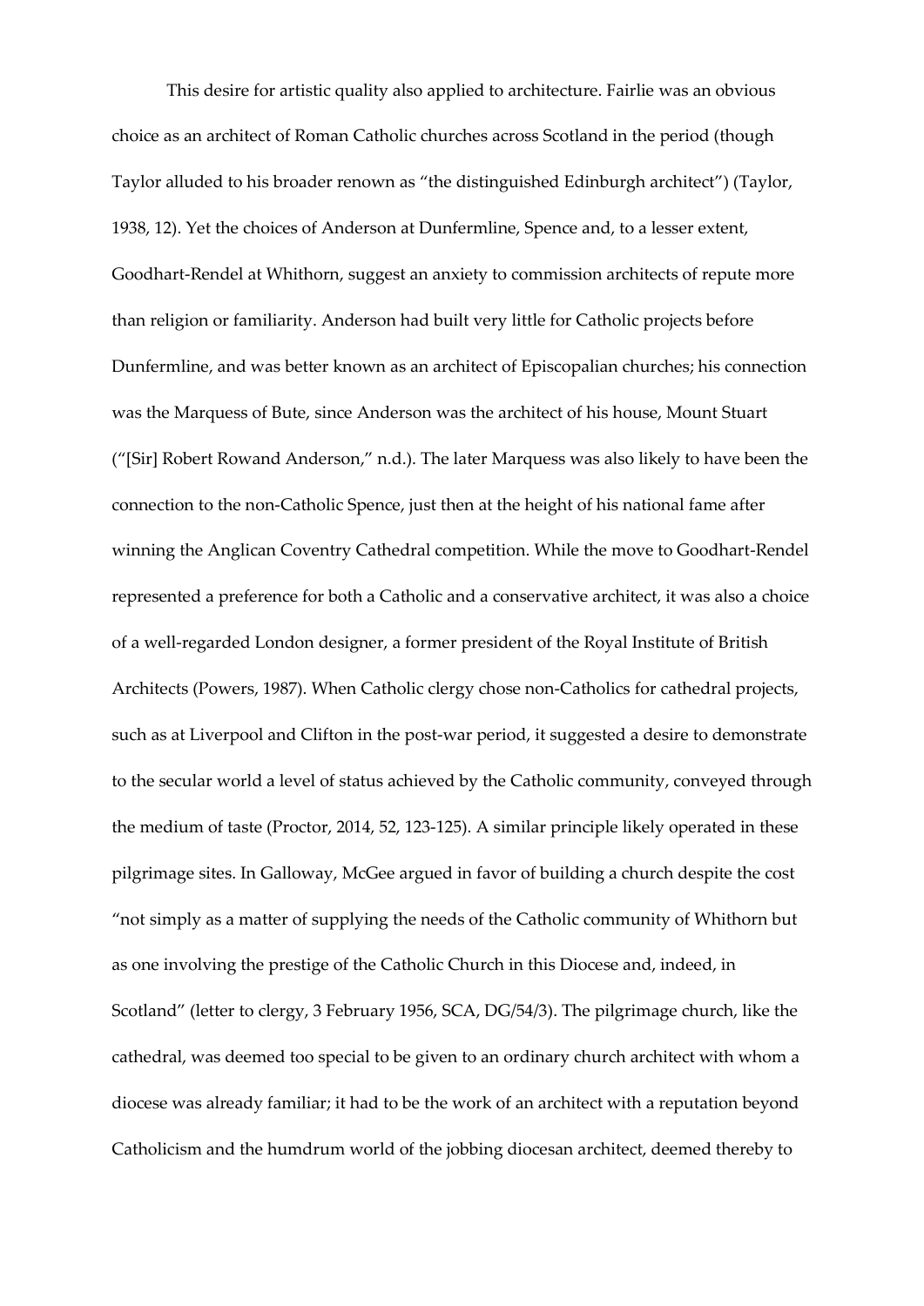This desire for artistic quality also applied to architecture. Fairlie was an obvious choice as an architect of Roman Catholic churches across Scotland in the period (though Taylor alluded to his broader renown as "the distinguished Edinburgh architect") (Taylor, 1938, 12). Yet the choices of Anderson at Dunfermline, Spence and, to a lesser extent, Goodhart-Rendel at Whithorn, suggest an anxiety to commission architects of repute more than religion or familiarity. Anderson had built very little for Catholic projects before Dunfermline, and was better known as an architect of Episcopalian churches; his connection was the Marquess of Bute, since Anderson was the architect of his house, Mount Stuart ("[Sir] Robert Rowand Anderson," n.d.). The later Marquess was also likely to have been the connection to the non-Catholic Spence, just then at the height of his national fame after winning the Anglican Coventry Cathedral competition. While the move to Goodhart-Rendel represented a preference for both a Catholic and a conservative architect, it was also a choice of a well-regarded London designer, a former president of the Royal Institute of British Architects (Powers, 1987). When Catholic clergy chose non-Catholics for cathedral projects, such as at Liverpool and Clifton in the post-war period, it suggested a desire to demonstrate to the secular world a level of status achieved by the Catholic community, conveyed through the medium of taste (Proctor, 2014, 52, 123-125). A similar principle likely operated in these pilgrimage sites. In Galloway, McGee argued in favor of building a church despite the cost "not simply as a matter of supplying the needs of the Catholic community of Whithorn but as one involving the prestige of the Catholic Church in this Diocese and, indeed, in Scotland" (letter to clergy, 3 February 1956, SCA, DG/54/3). The pilgrimage church, like the cathedral, was deemed too special to be given to an ordinary church architect with whom a diocese was already familiar; it had to be the work of an architect with a reputation beyond Catholicism and the humdrum world of the jobbing diocesan architect, deemed thereby to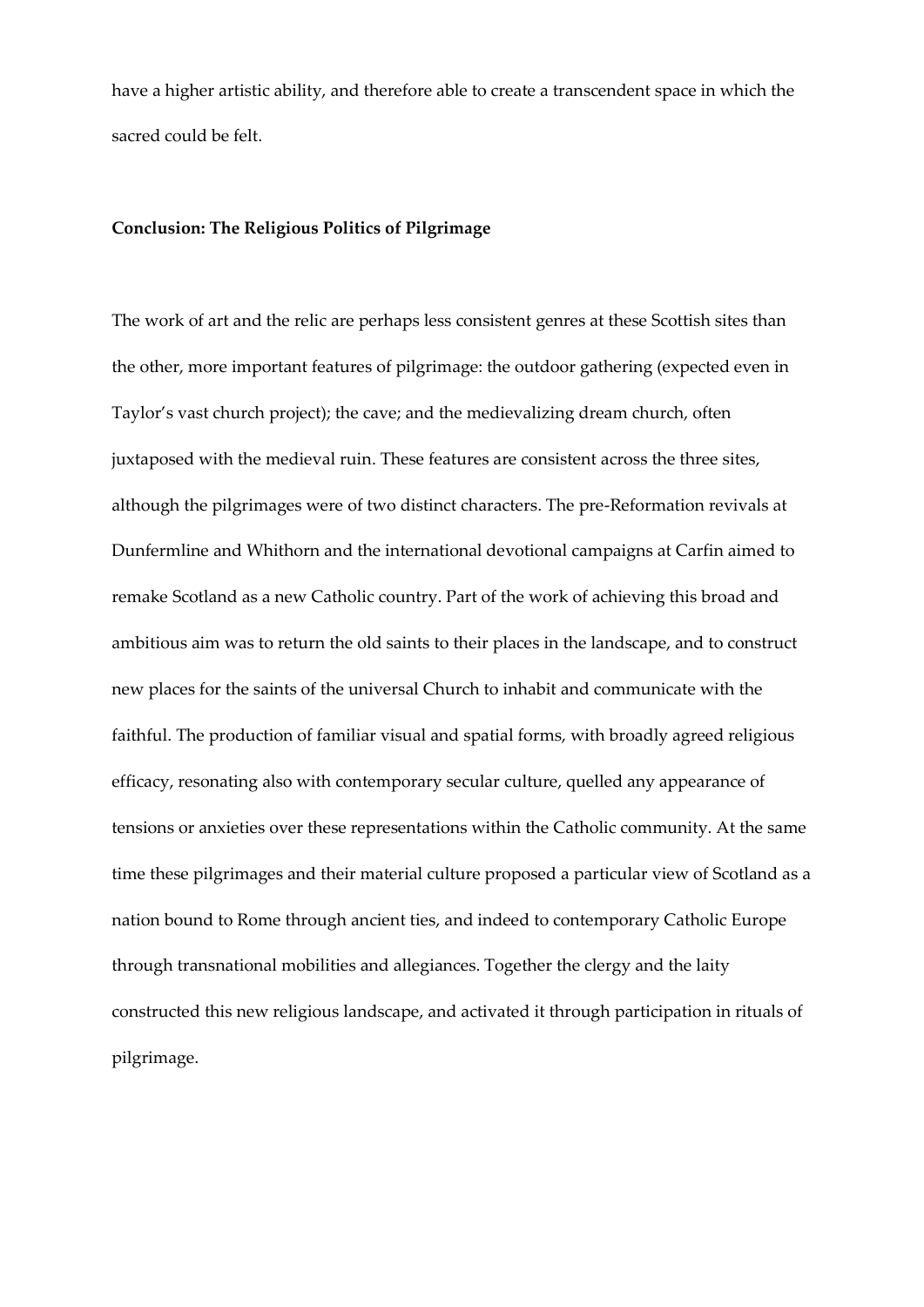have a higher artistic ability, and therefore able to create a transcendent space in which the sacred could be felt.

## Conclusion: The Religious Politics of Pilgrimage

The work of art and the relic are perhaps less consistent genres at these Scottish sites than the other, more important features of pilgrimage: the outdoor gathering (expected even in Taylor's vast church project); the cave; and the medievalizing dream church, often juxtaposed with the medieval ruin. These features are consistent across the three sites, although the pilgrimages were of two distinct characters. The pre-Reformation revivals at Dunfermline and Whithorn and the international devotional campaigns at Carfin aimed to remake Scotland as a new Catholic country. Part of the work of achieving this broad and ambitious aim was to return the old saints to their places in the landscape, and to construct new places for the saints of the universal Church to inhabit and communicate with the faithful. The production of familiar visual and spatial forms, with broadly agreed religious efficacy, resonating also with contemporary secular culture, quelled any appearance of tensions or anxieties over these representations within the Catholic community. At the same time these pilgrimages and their material culture proposed a particular view of Scotland as a nation bound to Rome through ancient ties, and indeed to contemporary Catholic Europe through transnational mobilities and allegiances. Together the clergy and the laity constructed this new religious landscape, and activated it through participation in rituals of pilgrimage.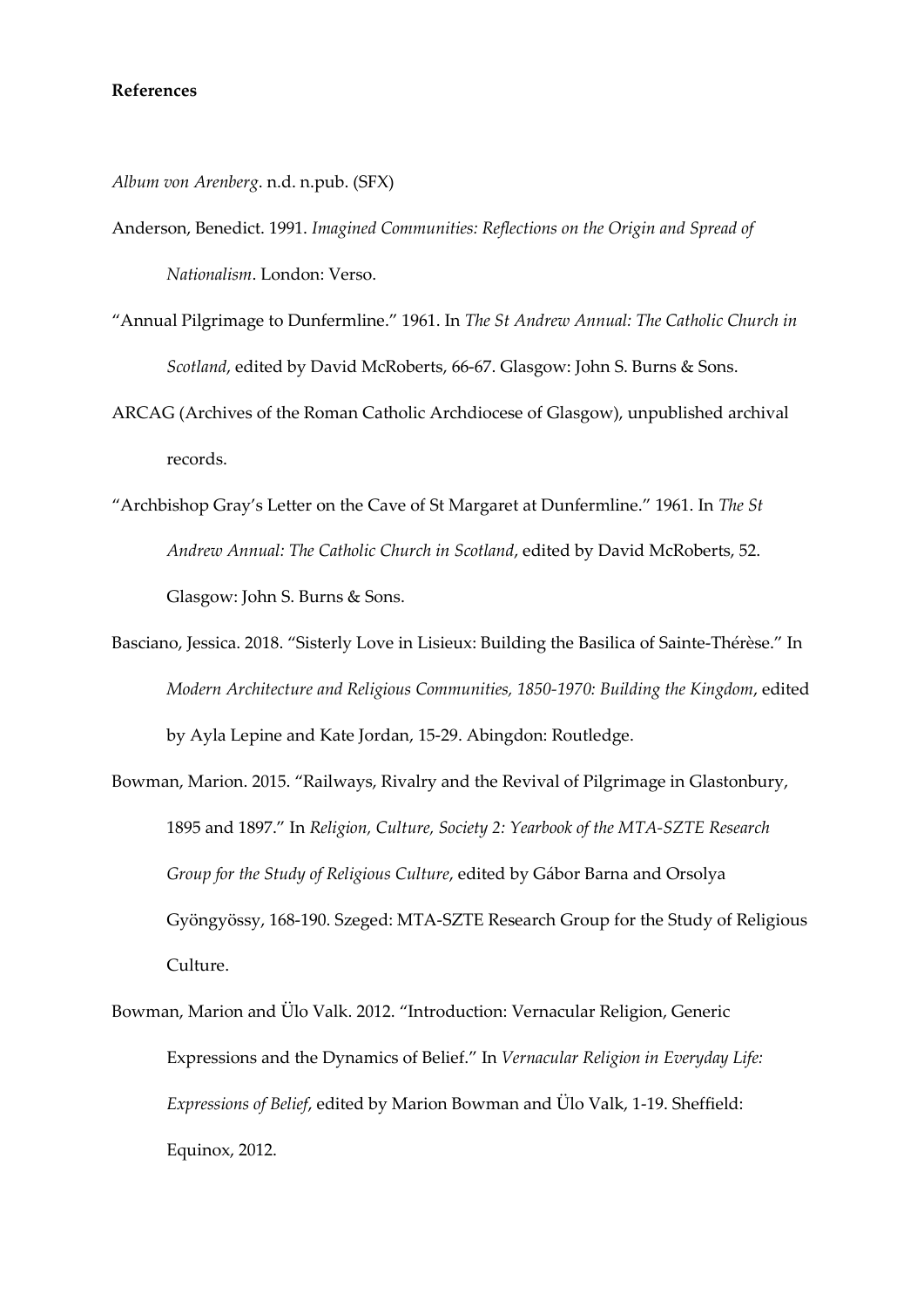**References**

*Album von Arenberg*. n.d. n.pub. (SFX)

Anderson, Benedict. 1991. *Imagined Communities: Reflections on the Origin and Spread of Nationalism*. London: Verso.

"Annual Pilgrimage to Dunfermline." 1961. In *The St Andrew Annual: The Catholic Church in Scotland*, edited by David McRoberts, 66-67. Glasgow: John S. Burns & Sons.

ARCAG (Archives of the Roman Catholic Archdiocese of Glasgow), unpublished archival records.

"Archbishop Gray's Letter on the Cave of St Margaret at Dunfermline." 1961. In *The St Andrew Annual: The Catholic Church in Scotland*, edited by David McRoberts, 52. Glasgow: John S. Burns & Sons.

Basciano, Jessica. 2018. "Sisterly Love in Lisieux: Building the Basilica of Sainte-Thérèse." In *Modern Architecture and Religious Communities, 1850-1970: Building the Kingdom*, edited by Ayla Lepine and Kate Jordan, 15-29. Abingdon: Routledge.

Bowman, Marion. 2015. "Railways, Rivalry and the Revival of Pilgrimage in Glastonbury, 1895 and 1897." In *Religion, Culture, Society 2: Yearbook of the MTA-SZTE Research Group for the Study of Religious Culture*, edited by Gábor Barna and Orsolya Gyöngyössy, 168-190. Szeged: MTA-SZTE Research Group for the Study of Religious Culture.

Bowman, Marion and Ülo Valk. 2012. "Introduction: Vernacular Religion, Generic Expressions and the Dynamics of Belief." In *Vernacular Religion in Everyday Life: Expressions of Belief*, edited by Marion Bowman and Ülo Valk, 1-19. Sheffield: Equinox, 2012.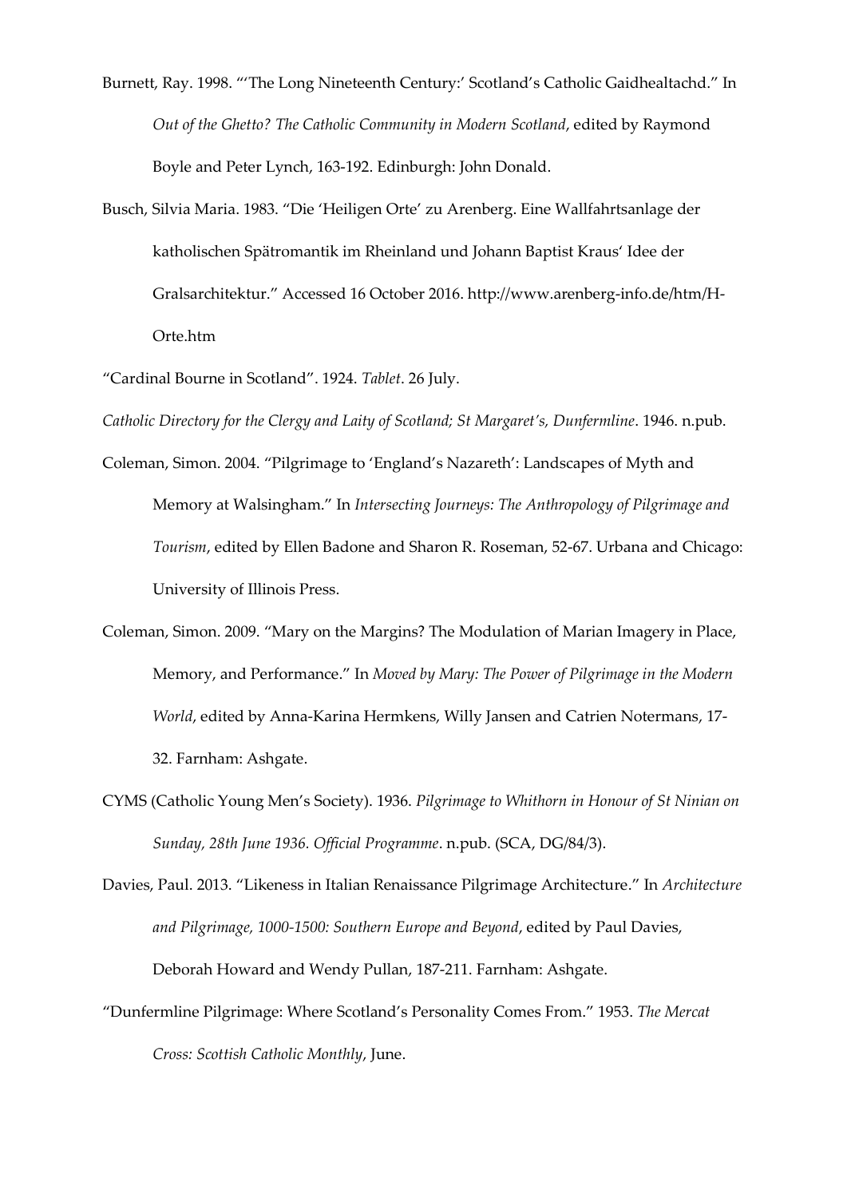Burnett, Ray. 1998. "'The Long Nineteenth Century:' Scotland's Catholic Gaidhealtachd." In *Out of the Ghetto? The Catholic Community in Modern Scotland*, edited by Raymond Boyle and Peter Lynch, 163-192. Edinburgh: John Donald.

Busch, Silvia Maria. 1983. "Die 'Heiligen Orte' zu Arenberg. Eine Wallfahrtsanlage der katholischen Spätromantik im Rheinland und Johann Baptist Kraus' Idee der Gralsarchitektur." Accessed 16 October 2016. http://www.arenberg-info.de/htm/H-Orte.htm

"Cardinal Bourne in Scotland". 1924. *Tablet*. 26 July.

*Catholic Directory for the Clergy and Laity of Scotland; St Margaret's, Dunfermline*. 1946. n.pub.

Coleman, Simon. 2004. "Pilgrimage to 'England's Nazareth': Landscapes of Myth and Memory at Walsingham." In *Intersecting Journeys: The Anthropology of Pilgrimage and Tourism*, edited by Ellen Badone and Sharon R. Roseman, 52-67. Urbana and Chicago: University of Illinois Press.

Coleman, Simon. 2009. "Mary on the Margins? The Modulation of Marian Imagery in Place, Memory, and Performance." In *Moved by Mary: The Power of Pilgrimage in the Modern World*, edited by Anna-Karina Hermkens, Willy Jansen and Catrien Notermans, 17-32. Farnham: Ashgate.

CYMS (Catholic Young Men's Society). 1936. *Pilgrimage to Whithorn in Honour of St Ninian on Sunday, 28th June 1936. Official Programme*. n.pub. (SCA, DG/84/3).

Davies, Paul. 2013. "Likeness in Italian Renaissance Pilgrimage Architecture." In *Architecture and Pilgrimage, 1000-1500: Southern Europe and Beyond*, edited by Paul Davies, Deborah Howard and Wendy Pullan, 187-211. Farnham: Ashgate.

"Dunfermline Pilgrimage: Where Scotland's Personality Comes From." 1953. *The Mercat Cross: Scottish Catholic Monthly*, June.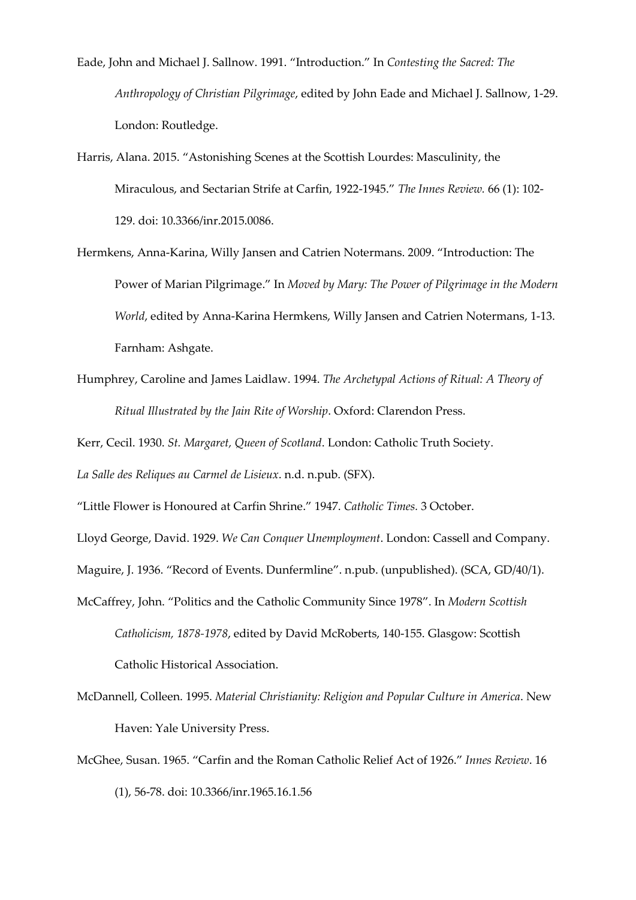Eade, John and Michael J. Sallnow. 1991. "Introduction." In *Contesting the Sacred: The Anthropology of Christian Pilgrimage*, edited by John Eade and Michael J. Sallnow, 1-29. London: Routledge.

Harris, Alana. 2015. "Astonishing Scenes at the Scottish Lourdes: Masculinity, the Miraculous, and Sectarian Strife at Carfin, 1922-1945." *The Innes Review.* 66 (1): 102-129. doi: 10.3366/inr.2015.0086.

Hermkens, Anna-Karina, Willy Jansen and Catrien Notermans. 2009. "Introduction: The Power of Marian Pilgrimage." In *Moved by Mary: The Power of Pilgrimage in the Modern World*, edited by Anna-Karina Hermkens, Willy Jansen and Catrien Notermans, 1-13. Farnham: Ashgate.

Humphrey, Caroline and James Laidlaw. 1994. *The Archetypal Actions of Ritual: A Theory of Ritual Illustrated by the Jain Rite of Worship*. Oxford: Clarendon Press.

Kerr, Cecil. 1930. *St. Margaret, Queen of Scotland*. London: Catholic Truth Society.

*La Salle des Reliques au Carmel de Lisieux*. n.d. n.pub. (SFX).

"Little Flower is Honoured at Carfin Shrine." 1947. *Catholic Times.* 3 October.

Lloyd George, David. 1929. *We Can Conquer Unemployment*. London: Cassell and Company.

Maguire, J. 1936. "Record of Events. Dunfermline". n.pub. (unpublished). (SCA, GD/40/1).

McCaffrey, John. "Politics and the Catholic Community Since 1978". In *Modern Scottish Catholicism, 1878-1978*, edited by David McRoberts, 140-155. Glasgow: Scottish Catholic Historical Association.

McDannell, Colleen. 1995. *Material Christianity: Religion and Popular Culture in America*. New Haven: Yale University Press.

McGhee, Susan. 1965. "Carfin and the Roman Catholic Relief Act of 1926." *Innes Review*. 16 (1), 56-78. doi: 10.3366/inr.1965.16.1.56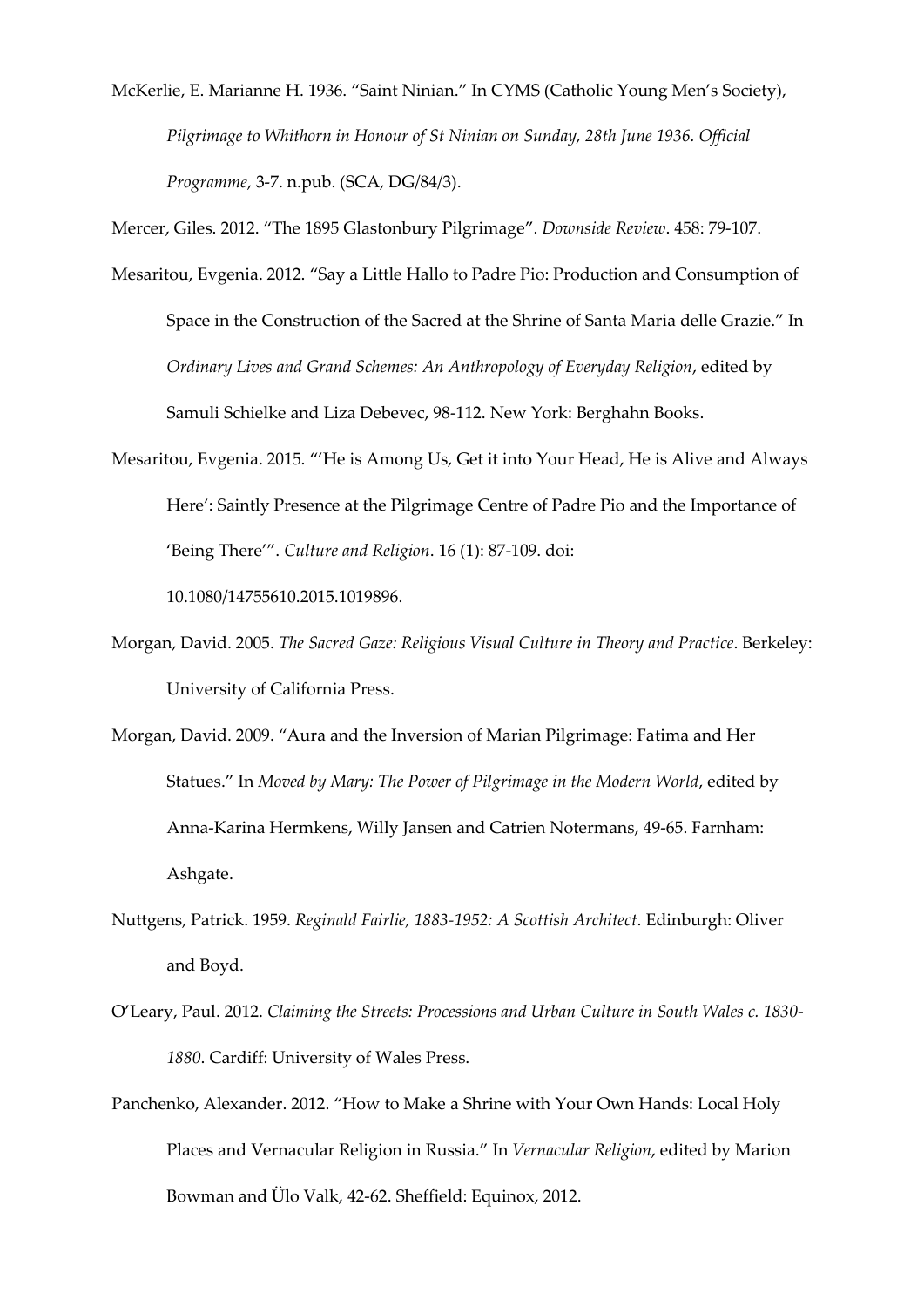McKerlie, E. Marianne H. 1936. “Saint Ninian.” In CYMS (Catholic Young Men’s Society), *Pilgrimage to Whithorn in Honour of St Ninian on Sunday, 28th June 1936. Official Programme*, 3-7. n.pub. (SCA, DG/84/3).

Mercer, Giles. 2012. “The 1895 Glastonbury Pilgrimage”. *Downside Review*. 458: 79-107.

Mesaritou, Evgenia. 2012. “Say a Little Hallo to Padre Pio: Production and Consumption of Space in the Construction of the Sacred at the Shrine of Santa Maria delle Grazie.” In *Ordinary Lives and Grand Schemes: An Anthropology of Everyday Religion*, edited by Samuli Schielke and Liza Debevec, 98-112. New York: Berghahn Books.

Mesaritou, Evgenia. 2015. “‘He is Among Us, Get it into Your Head, He is Alive and Always Here’: Saintly Presence at the Pilgrimage Centre of Padre Pio and the Importance of ‘Being There’”. *Culture and Religion*. 16 (1): 87-109. doi: 10.1080/14755610.2015.1019896.

Morgan, David. 2005. *The Sacred Gaze: Religious Visual Culture in Theory and Practice*. Berkeley: University of California Press.

Morgan, David. 2009. “Aura and the Inversion of Marian Pilgrimage: Fatima and Her Statues.” In *Moved by Mary: The Power of Pilgrimage in the Modern World*, edited by Anna-Karina Hermkens, Willy Jansen and Catrien Notermans, 49-65. Farnham: Ashgate.

Nuttgens, Patrick. 1959. *Reginald Fairlie, 1883-1952: A Scottish Architect*. Edinburgh: Oliver and Boyd.

O’Leary, Paul. 2012. *Claiming the Streets: Processions and Urban Culture in South Wales c. 1830-1880*. Cardiff: University of Wales Press.

Panchenko, Alexander. 2012. “How to Make a Shrine with Your Own Hands: Local Holy Places and Vernacular Religion in Russia.” In *Vernacular Religion*, edited by Marion Bowman and Ülo Valk, 42-62. Sheffield: Equinox, 2012.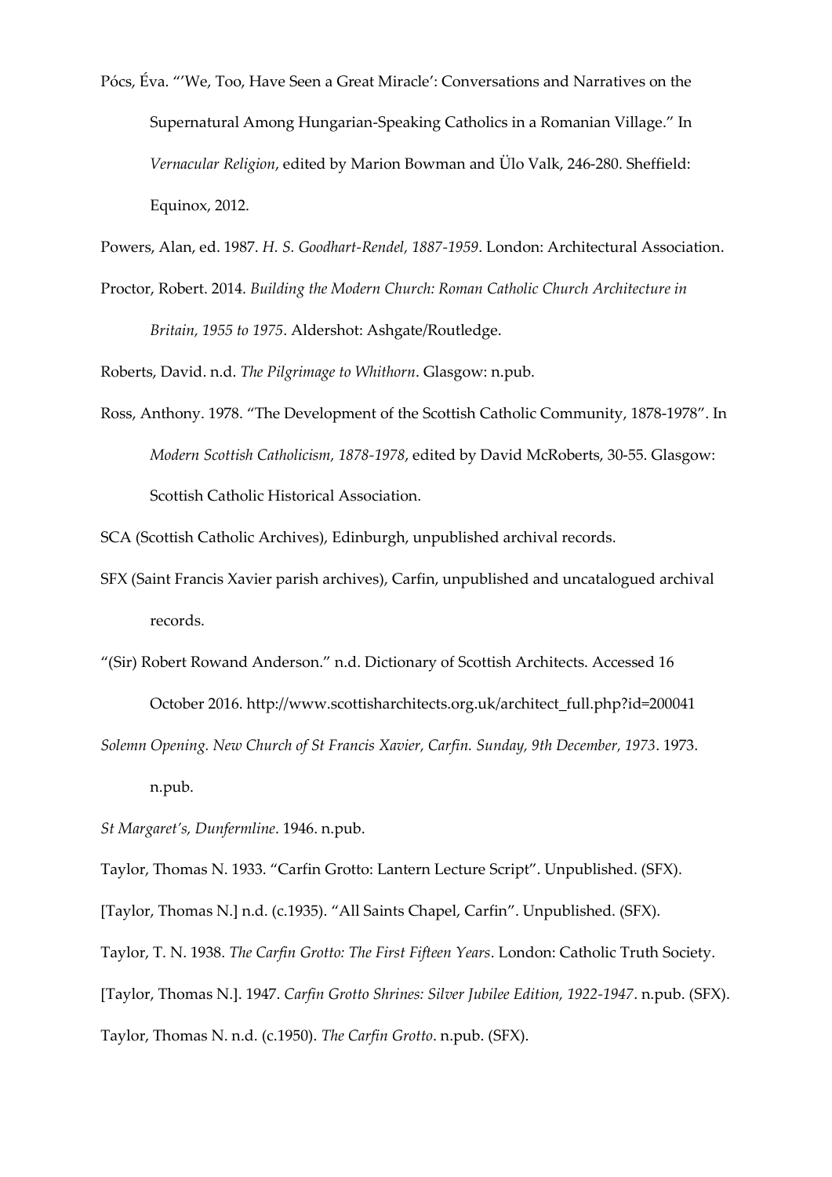Pócs, Éva. "'We, Too, Have Seen a Great Miracle': Conversations and Narratives on the Supernatural Among Hungarian-Speaking Catholics in a Romanian Village." In *Vernacular Religion*, edited by Marion Bowman and Ülo Valk, 246-280. Sheffield: Equinox, 2012.

Powers, Alan, ed. 1987. *H. S. Goodhart-Rendel, 1887-1959*. London: Architectural Association.

Proctor, Robert. 2014. *Building the Modern Church: Roman Catholic Church Architecture in Britain, 1955 to 1975*. Aldershot: Ashgate/Routledge.

Roberts, David. n.d. *The Pilgrimage to Whithorn*. Glasgow: n.pub.

Ross, Anthony. 1978. "The Development of the Scottish Catholic Community, 1878-1978". In *Modern Scottish Catholicism, 1878-1978*, edited by David McRoberts, 30-55. Glasgow: Scottish Catholic Historical Association.

SCA (Scottish Catholic Archives), Edinburgh, unpublished archival records.

SFX (Saint Francis Xavier parish archives), Carfin, unpublished and uncatalogued archival records.

"(Sir) Robert Rowand Anderson." n.d. Dictionary of Scottish Architects. Accessed 16 October 2016. http://www.scottisharchitects.org.uk/architect_full.php?id=200041

*Solemn Opening. New Church of St Francis Xavier, Carfin. Sunday, 9th December, 1973*. 1973. n.pub.

*St Margaret's, Dunfermline*. 1946. n.pub.

Taylor, Thomas N. 1933. "Carfin Grotto: Lantern Lecture Script". Unpublished. (SFX).

[Taylor, Thomas N.] n.d. (c.1935). "All Saints Chapel, Carfin". Unpublished. (SFX).

Taylor, T. N. 1938. *The Carfin Grotto: The First Fifteen Years*. London: Catholic Truth Society.

[Taylor, Thomas N.]. 1947. *Carfin Grotto Shrines: Silver Jubilee Edition, 1922-1947*. n.pub. (SFX).

Taylor, Thomas N. n.d. (c.1950). *The Carfin Grotto*. n.pub. (SFX).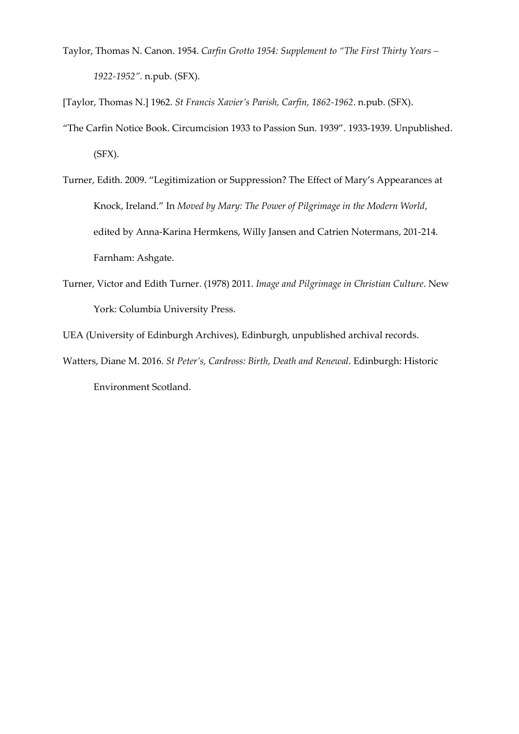Taylor, Thomas N. Canon. 1954. *Carfin Grotto 1954: Supplement to "The First Thirty Years – 1922-1952".* n.pub. (SFX).

[Taylor, Thomas N.] 1962. *St Francis Xavier's Parish, Carfin, 1862-1962*. n.pub. (SFX).

"The Carfin Notice Book. Circumcision 1933 to Passion Sun. 1939". 1933-1939. Unpublished. (SFX).

Turner, Edith. 2009. "Legitimization or Suppression? The Effect of Mary's Appearances at Knock, Ireland." In *Moved by Mary: The Power of Pilgrimage in the Modern World*, edited by Anna-Karina Hermkens, Willy Jansen and Catrien Notermans, 201-214. Farnham: Ashgate.

Turner, Victor and Edith Turner. (1978) 2011. *Image and Pilgrimage in Christian Culture*. New York: Columbia University Press.

UEA (University of Edinburgh Archives), Edinburgh, unpublished archival records.

Watters, Diane M. 2016. *St Peter's, Cardross: Birth, Death and Renewal*. Edinburgh: Historic Environment Scotland.